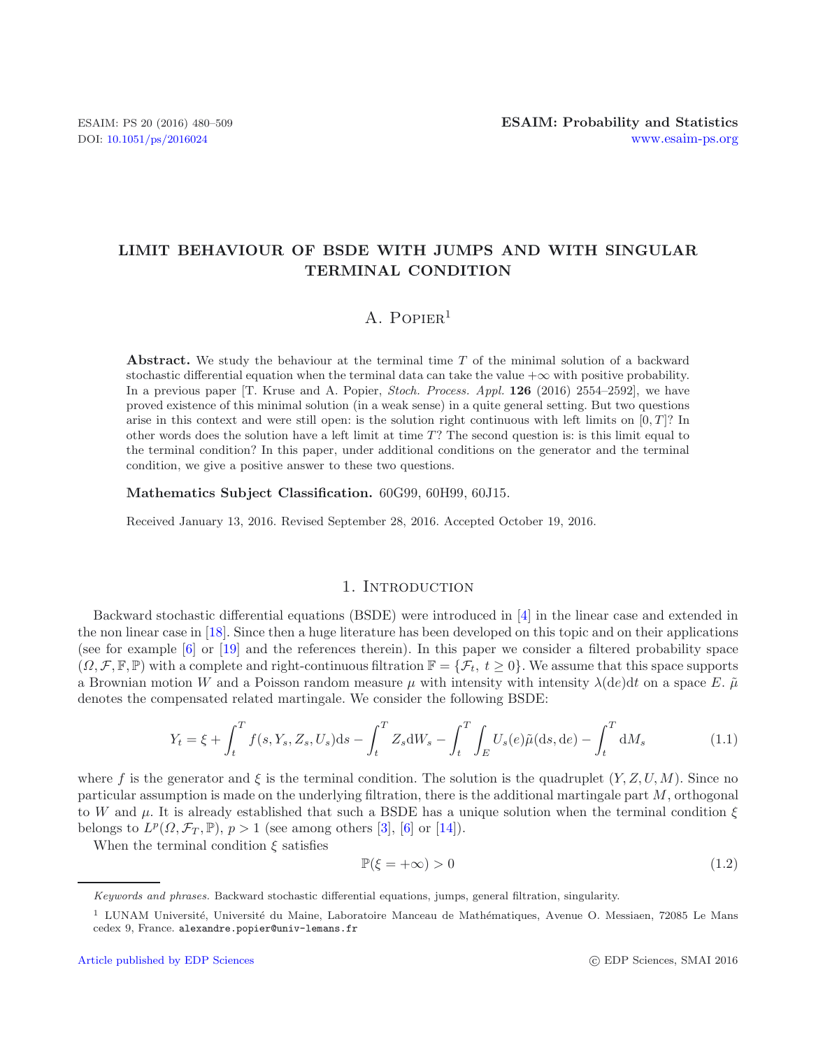# LIMIT BEHAVIOUR OF BSDE WITH JUMPS AND WITH SINGULAR TERMINAL CONDITION

A. Popier[1]

**Abstract.** We study the behaviour at the terminal time $T$ of the minimal solution of a backward stochastic differential equation when the terminal data can take the value $+\infty$ with positive probability. In a previous paper [T. Kruse and A. Popier, *Stoch. Process. Appl.* **126** (2016) 2554–2592], we have proved existence of this minimal solution (in a weak sense) in a quite general setting. But two questions arise in this context and were still open: is the solution right continuous with left limits on $[0, T]$? In other words does the solution have a left limit at time $T$? The second question is: is this limit equal to the terminal condition? In this paper, under additional conditions on the generator and the terminal condition, we give a positive answer to these two questions.

**Mathematics Subject Classification.** 60G99, 60H99, 60J15.

Received January 13, 2016. Revised September 28, 2016. Accepted October 19, 2016.

## 1. Introduction

Backward stochastic differential equations (BSDE) were introduced in [4] in the linear case and extended in the non linear case in [18]. Since then a huge literature has been developed on this topic and on their applications (see for example [6] or [19] and the references therein). In this paper we consider a filtered probability space $(\Omega, \mathcal{F}, \mathbb{F}, \mathbb{P})$ with a complete and right-continuous filtration $\mathbb{F} = \{\mathcal{F}_t,\ t \geq 0\}$. We assume that this space supports a Brownian motion $W$ and a Poisson random measure $\mu$ with intensity with intensity $\lambda(\mathrm{d}e)\mathrm{d}t$ on a space $E$. $\tilde{\mu}$ denotes the compensated related martingale. We consider the following BSDE:

$$Y_t = \xi + \int_t^T f(s, Y_s, Z_s, U_s)\mathrm{d}s - \int_t^T Z_s \mathrm{d}W_s - \int_t^T \int_E U_s(e)\tilde{\mu}(\mathrm{d}s, \mathrm{d}e) - \int_t^T \mathrm{d}M_s \tag{1.1}$$

where $f$ is the generator and $\xi$ is the terminal condition. The solution is the quadruplet $(Y, Z, U, M)$. Since no particular assumption is made on the underlying filtration, there is the additional martingale part $M$, orthogonal to $W$ and $\mu$. It is already established that such a BSDE has a unique solution when the terminal condition $\xi$ belongs to $L^p(\Omega, \mathcal{F}_T, \mathbb{P})$, $p > 1$ (see among others [3], [6] or [14]).

When the terminal condition $\xi$ satisfies

$$\mathbb{P}(\xi = +\infty) > 0 \tag{1.2}$$

*Keywords and phrases.* Backward stochastic differential equations, jumps, general filtration, singularity.

[1] LUNAM Université, Université du Maine, Laboratoire Manceau de Mathématiques, Avenue O. Messiaen, 72085 Le Mans cedex 9, France. alexandre.popier@univ-lemans.fr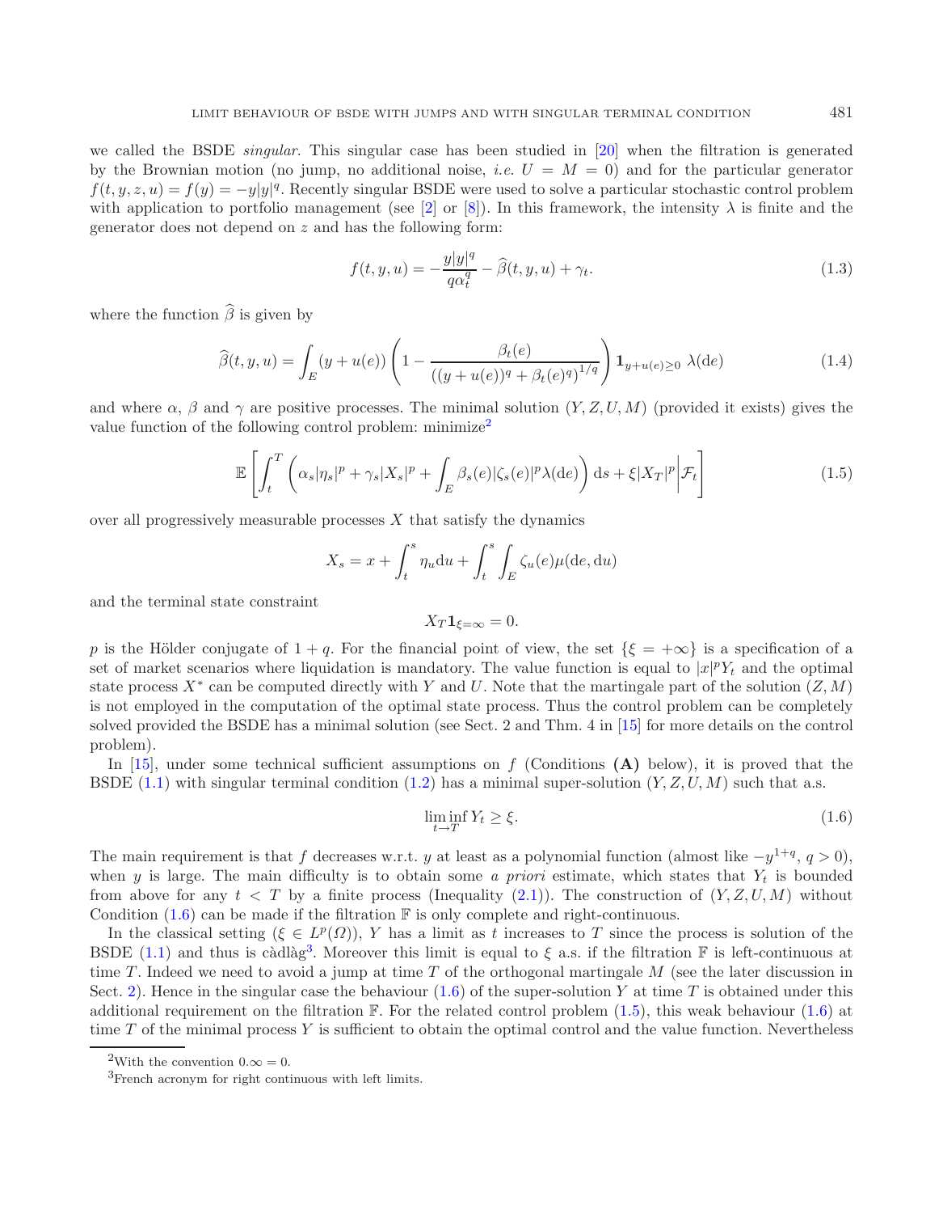we called the BSDE *singular*. This singular case has been studied in [20] when the filtration is generated by the Brownian motion (no jump, no additional noise, *i.e.* $U = M = 0$) and for the particular generator $f(t,y,z,u) = f(y) = -y|y|^q$. Recently singular BSDE were used to solve a particular stochastic control problem with application to portfolio management (see [2] or [8]). In this framework, the intensity $\lambda$ is finite and the generator does not depend on $z$ and has the following form:

$$f(t,y,u) = -\frac{y|y|^q}{q\alpha_t^q} - \widehat{\beta}(t,y,u) + \gamma_t. \tag{1.3}$$

where the function $\widehat{\beta}$ is given by

$$\widehat{\beta}(t,y,u) = \int_E (y+u(e)) \left(1 - \frac{\beta_t(e)}{((y+u(e))^q + \beta_t(e)^q)^{1/q}}\right) \mathbf{1}_{y+u(e)\geq 0}\ \lambda(\mathrm{d}e) \tag{1.4}$$

and where $\alpha$, $\beta$ and $\gamma$ are positive processes. The minimal solution $(Y,Z,U,M)$ (provided it exists) gives the value function of the following control problem: minimize[2]

$$\mathbb{E}\left[\int_t^T \left(\alpha_s|\eta_s|^p + \gamma_s|X_s|^p + \int_E \beta_s(e)|\zeta_s(e)|^p\lambda(\mathrm{d}e)\right)\mathrm{d}s + \xi|X_T|^p \middle| \mathcal{F}_t\right] \tag{1.5}$$

over all progressively measurable processes $X$ that satisfy the dynamics

$$X_s = x + \int_t^s \eta_u \mathrm{d}u + \int_t^s \int_E \zeta_u(e)\mu(\mathrm{d}e, \mathrm{d}u)$$

and the terminal state constraint

$$X_T \mathbf{1}_{\xi=\infty} = 0.$$

$p$ is the Hölder conjugate of $1+q$. For the financial point of view, the set $\{\xi = +\infty\}$ is a specification of a set of market scenarios where liquidation is mandatory. The value function is equal to $|x|^p Y_t$ and the optimal state process $X^*$ can be computed directly with $Y$ and $U$. Note that the martingale part of the solution $(Z,M)$ is not employed in the computation of the optimal state process. Thus the control problem can be completely solved provided the BSDE has a minimal solution (see Sect. 2 and Thm. 4 in [15] for more details on the control problem).

In [15], under some technical sufficient assumptions on $f$ (Conditions **(A)** below), it is proved that the BSDE (1.1) with singular terminal condition (1.2) has a minimal super-solution $(Y,Z,U,M)$ such that a.s.

$$\liminf_{t\to T} Y_t \geq \xi. \tag{1.6}$$

The main requirement is that $f$ decreases w.r.t. $y$ at least as a polynomial function (almost like $-y^{1+q}$, $q>0$), when $y$ is large. The main difficulty is to obtain some *a priori* estimate, which states that $Y_t$ is bounded from above for any $t < T$ by a finite process (Inequality (2.1)). The construction of $(Y,Z,U,M)$ without Condition (1.6) can be made if the filtration $\mathbb{F}$ is only complete and right-continuous.

In the classical setting ($\xi \in L^p(\Omega)$), $Y$ has a limit as $t$ increases to $T$ since the process is solution of the BSDE (1.1) and thus is càdlàg[3]. Moreover this limit is equal to $\xi$ a.s. if the filtration $\mathbb{F}$ is left-continuous at time $T$. Indeed we need to avoid a jump at time $T$ of the orthogonal martingale $M$ (see the later discussion in Sect. 2). Hence in the singular case the behaviour (1.6) of the super-solution $Y$ at time $T$ is obtained under this additional requirement on the filtration $\mathbb{F}$. For the related control problem (1.5), this weak behaviour (1.6) at time $T$ of the minimal process $Y$ is sufficient to obtain the optimal control and the value function. Nevertheless

[2] With the convention $0.\infty = 0$.

[3] French acronym for right continuous with left limits.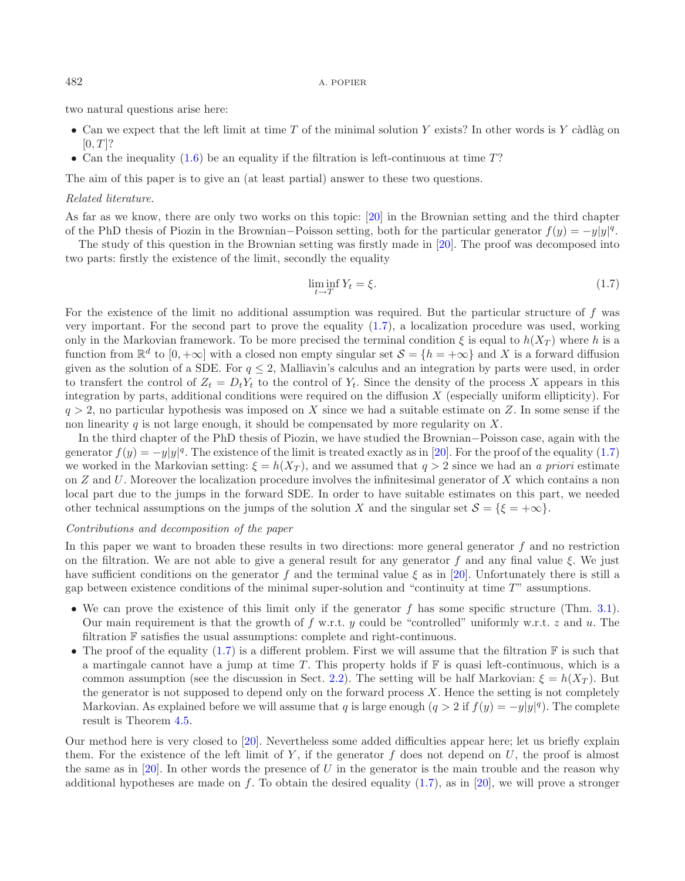two natural questions arise here:

- Can we expect that the left limit at time $T$ of the minimal solution $Y$ exists? In other words is $Y$ càdlàg on $[0, T]$?
- Can the inequality (1.6) be an equality if the filtration is left-continuous at time $T$?

The aim of this paper is to give an (at least partial) answer to these two questions.

*Related literature.*

As far as we know, there are only two works on this topic: [20] in the Brownian setting and the third chapter of the PhD thesis of Piozin in the Brownian−Poisson setting, both for the particular generator $f(y) = -y|y|^q$.

The study of this question in the Brownian setting was firstly made in [20]. The proof was decomposed into two parts: firstly the existence of the limit, secondly the equality

$$\liminf_{t \to T} Y_t = \xi. \tag{1.7}$$

For the existence of the limit no additional assumption was required. But the particular structure of $f$ was very important. For the second part to prove the equality (1.7), a localization procedure was used, working only in the Markovian framework. To be more precised the terminal condition $\xi$ is equal to $h(X_T)$ where $h$ is a function from $\mathbb{R}^d$ to $[0, +\infty]$ with a closed non empty singular set $\mathcal{S} = \{h = +\infty\}$ and $X$ is a forward diffusion given as the solution of a SDE. For $q \leq 2$, Malliavin's calculus and an integration by parts were used, in order to transfert the control of $Z_t = D_t Y_t$ to the control of $Y_t$. Since the density of the process $X$ appears in this integration by parts, additional conditions were required on the diffusion $X$ (especially uniform ellipticity). For $q > 2$, no particular hypothesis was imposed on $X$ since we had a suitable estimate on $Z$. In some sense if the non linearity $q$ is not large enough, it should be compensated by more regularity on $X$.

In the third chapter of the PhD thesis of Piozin, we have studied the Brownian−Poisson case, again with the generator $f(y) = -y|y|^q$. The existence of the limit is treated exactly as in [20]. For the proof of the equality (1.7) we worked in the Markovian setting: $\xi = h(X_T)$, and we assumed that $q > 2$ since we had an *a priori* estimate on $Z$ and $U$. Moreover the localization procedure involves the infinitesimal generator of $X$ which contains a non local part due to the jumps in the forward SDE. In order to have suitable estimates on this part, we needed other technical assumptions on the jumps of the solution $X$ and the singular set $\mathcal{S} = \{\xi = +\infty\}$.

*Contributions and decomposition of the paper*

In this paper we want to broaden these results in two directions: more general generator $f$ and no restriction on the filtration. We are not able to give a general result for any generator $f$ and any final value $\xi$. We just have sufficient conditions on the generator $f$ and the terminal value $\xi$ as in [20]. Unfortunately there is still a gap between existence conditions of the minimal super-solution and "continuity at time $T$" assumptions.

- We can prove the existence of this limit only if the generator $f$ has some specific structure (Thm. 3.1). Our main requirement is that the growth of $f$ w.r.t. $y$ could be "controlled" uniformly w.r.t. $z$ and $u$. The filtration $\mathbb{F}$ satisfies the usual assumptions: complete and right-continuous.
- The proof of the equality (1.7) is a different problem. First we will assume that the filtration $\mathbb{F}$ is such that a martingale cannot have a jump at time $T$. This property holds if $\mathbb{F}$ is quasi left-continuous, which is a common assumption (see the discussion in Sect. 2.2). The setting will be half Markovian: $\xi = h(X_T)$. But the generator is not supposed to depend only on the forward process $X$. Hence the setting is not completely Markovian. As explained before we will assume that $q$ is large enough ($q > 2$ if $f(y) = -y|y|^q$). The complete result is Theorem 4.5.

Our method here is very closed to [20]. Nevertheless some added difficulties appear here; let us briefly explain them. For the existence of the left limit of $Y$, if the generator $f$ does not depend on $U$, the proof is almost the same as in [20]. In other words the presence of $U$ in the generator is the main trouble and the reason why additional hypotheses are made on $f$. To obtain the desired equality (1.7), as in [20], we will prove a stronger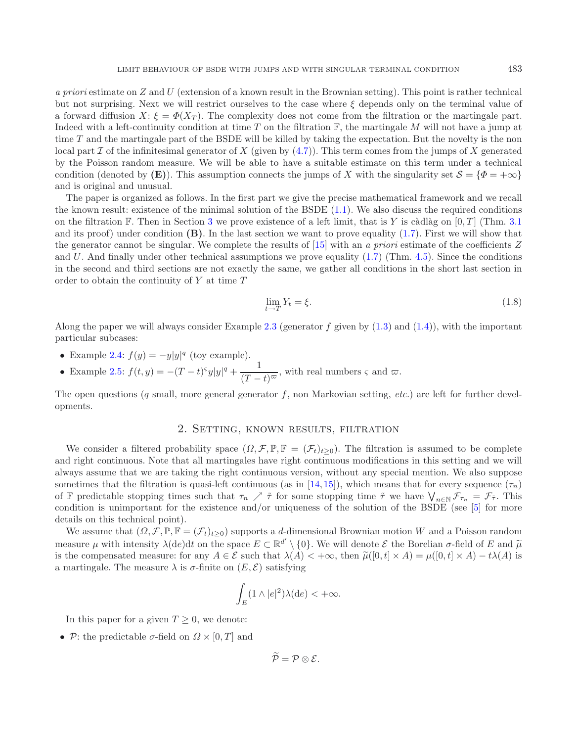*a priori* estimate on $Z$ and $U$ (extension of a known result in the Brownian setting). This point is rather technical but not surprising. Next we will restrict ourselves to the case where $\xi$ depends only on the terminal value of a forward diffusion $X$: $\xi = \Phi(X_T)$. The complexity does not come from the filtration or the martingale part. Indeed with a left-continuity condition at time $T$ on the filtration $\mathbb{F}$, the martingale $M$ will not have a jump at time $T$ and the martingale part of the BSDE will be killed by taking the expectation. But the novelty is the non local part $\mathcal{I}$ of the infinitesimal generator of $X$ (given by (4.7)). This term comes from the jumps of $X$ generated by the Poisson random measure. We will be able to have a suitable estimate on this term under a technical condition (denoted by **(E)**). This assumption connects the jumps of $X$ with the singularity set $\mathcal{S} = \{\Phi = +\infty\}$ and is original and unusual.

The paper is organized as follows. In the first part we give the precise mathematical framework and we recall the known result: existence of the minimal solution of the BSDE (1.1). We also discuss the required conditions on the filtration $\mathbb{F}$. Then in Section 3 we prove existence of a left limit, that is $Y$ is càdlàg on $[0, T]$ (Thm. 3.1 and its proof) under condition **(B)**. In the last section we want to prove equality (1.7). First we will show that the generator cannot be singular. We complete the results of [15] with an *a priori* estimate of the coefficients $Z$ and $U$. And finally under other technical assumptions we prove equality (1.7) (Thm. 4.5). Since the conditions in the second and third sections are not exactly the same, we gather all conditions in the short last section in order to obtain the continuity of $Y$ at time $T$

$$\lim_{t \to T} Y_t = \xi. \tag{1.8}$$

Along the paper we will always consider Example 2.3 (generator $f$ given by (1.3) and (1.4)), with the important particular subcases:

- Example 2.4: $f(y) = -y|y|^q$ (toy example).
- Example 2.5: $f(t, y) = -(T - t)^{\varsigma} y|y|^q + \dfrac{1}{(T - t)^{\varpi}}$, with real numbers $\varsigma$ and $\varpi$.

The open questions ($q$ small, more general generator $f$, non Markovian setting, *etc.*) are left for further developments.

## 2. Setting, known results, filtration

We consider a filtered probability space $(\Omega, \mathcal{F}, \mathbb{P}, \mathbb{F} = (\mathcal{F}_t)_{t \geq 0})$. The filtration is assumed to be complete and right continuous. Note that all martingales have right continuous modifications in this setting and we will always assume that we are taking the right continuous version, without any special mention. We also suppose sometimes that the filtration is quasi-left continuous (as in [14, 15]), which means that for every sequence $(\tau_n)$ of $\mathbb{F}$ predictable stopping times such that $\tau_n \nearrow \tilde{\tau}$ for some stopping time $\tilde{\tau}$ we have $\bigvee_{n \in \mathbb{N}} \mathcal{F}_{\tau_n} = \mathcal{F}_{\tilde{\tau}}$. This condition is unimportant for the existence and/or uniqueness of the solution of the BSDE (see [5] for more details on this technical point).

We assume that $(\Omega, \mathcal{F}, \mathbb{P}, \mathbb{F} = (\mathcal{F}_t)_{t \geq 0})$ supports a $d$-dimensional Brownian motion $W$ and a Poisson random measure $\mu$ with intensity $\lambda(\mathrm{d}e)\mathrm{d}t$ on the space $E \subset \mathbb{R}^{d'} \setminus \{0\}$. We will denote $\mathcal{E}$ the Borelian $\sigma$-field of $E$ and $\widetilde{\mu}$ is the compensated measure: for any $A \in \mathcal{E}$ such that $\lambda(A) < +\infty$, then $\widetilde{\mu}([0, t] \times A) = \mu([0, t] \times A) - t\lambda(A)$ is a martingale. The measure $\lambda$ is $\sigma$-finite on $(E, \mathcal{E})$ satisfying

$$\int_E (1 \wedge |e|^2) \lambda(\mathrm{d}e) < +\infty.$$

In this paper for a given $T \geq 0$, we denote:

- $\mathcal{P}$: the predictable $\sigma$-field on $\Omega \times [0, T]$ and

$$\widetilde{\mathcal{P}} = \mathcal{P} \otimes \mathcal{E}.$$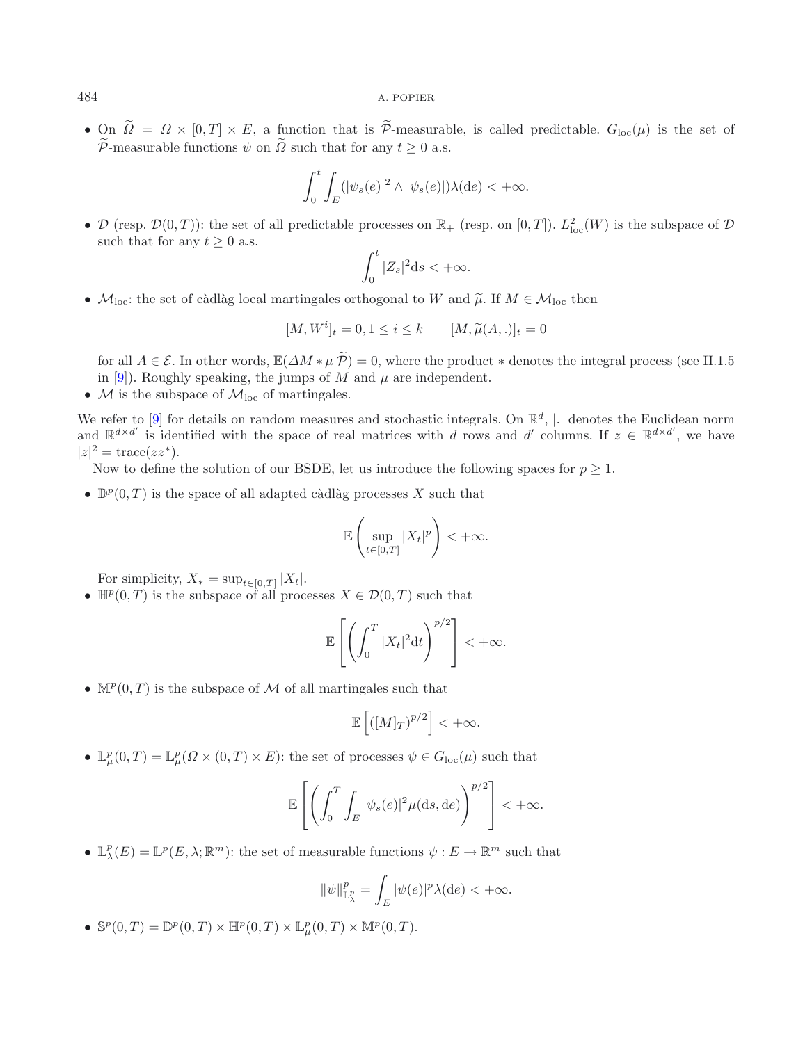- On $\widetilde{\Omega} = \Omega \times [0,T] \times E$, a function that is $\widetilde{\mathcal{P}}$-measurable, is called predictable. $G_{\mathrm{loc}}(\mu)$ is the set of $\widetilde{\mathcal{P}}$-measurable functions $\psi$ on $\widetilde{\Omega}$ such that for any $t \geq 0$ a.s.

$$\int_0^t \int_E (|\psi_s(e)|^2 \wedge |\psi_s(e)|)\lambda(\mathrm{d}e) < +\infty.$$

- $\mathcal{D}$ (resp. $\mathcal{D}(0,T)$): the set of all predictable processes on $\mathbb{R}_+$ (resp. on $[0,T]$). $L^2_{\mathrm{loc}}(W)$ is the subspace of $\mathcal{D}$ such that for any $t \geq 0$ a.s.

$$\int_0^t |Z_s|^2 \mathrm{d}s < +\infty.$$

- $\mathcal{M}_{\mathrm{loc}}$: the set of càdlàg local martingales orthogonal to $W$ and $\widetilde{\mu}$. If $M \in \mathcal{M}_{\mathrm{loc}}$ then

$$[M, W^i]_t = 0, 1 \leq i \leq k \qquad [M, \widetilde{\mu}(A,.)]_t = 0$$

for all $A \in \mathcal{E}$. In other words, $\mathbb{E}(\Delta M * \mu | \widetilde{\mathcal{P}}) = 0$, where the product $*$ denotes the integral process (see II.1.5 in [9]). Roughly speaking, the jumps of $M$ and $\mu$ are independent.
- $\mathcal{M}$ is the subspace of $\mathcal{M}_{\mathrm{loc}}$ of martingales.

We refer to [9] for details on random measures and stochastic integrals. On $\mathbb{R}^d$, $|.|$ denotes the Euclidean norm and $\mathbb{R}^{d\times d'}$ is identified with the space of real matrices with $d$ rows and $d'$ columns. If $z \in \mathbb{R}^{d\times d'}$, we have $|z|^2 = \mathrm{trace}(zz^*)$.

Now to define the solution of our BSDE, let us introduce the following spaces for $p \geq 1$.

- $\mathbb{D}^p(0,T)$ is the space of all adapted càdlàg processes $X$ such that

$$\mathbb{E}\left( \sup_{t\in[0,T]} |X_t|^p \right) < +\infty.$$

For simplicity, $X_* = \sup_{t\in[0,T]} |X_t|$.
- $\mathbb{H}^p(0,T)$ is the subspace of all processes $X \in \mathcal{D}(0,T)$ such that

$$\mathbb{E}\left[ \left( \int_0^T |X_t|^2 \mathrm{d}t \right)^{p/2} \right] < +\infty.$$

- $\mathbb{M}^p(0,T)$ is the subspace of $\mathcal{M}$ of all martingales such that

$$\mathbb{E}\left[ ([M]_T)^{p/2} \right] < +\infty.$$

- $\mathbb{L}^p_\mu(0,T) = \mathbb{L}^p_\mu(\Omega \times (0,T) \times E)$: the set of processes $\psi \in G_{\mathrm{loc}}(\mu)$ such that

$$\mathbb{E}\left[ \left( \int_0^T \int_E |\psi_s(e)|^2 \mu(\mathrm{d}s, \mathrm{d}e) \right)^{p/2} \right] < +\infty.$$

- $\mathbb{L}^p_\lambda(E) = \mathbb{L}^p(E, \lambda; \mathbb{R}^m)$: the set of measurable functions $\psi : E \to \mathbb{R}^m$ such that

$$\|\psi\|^p_{\mathbb{L}^p_\lambda} = \int_E |\psi(e)|^p \lambda(\mathrm{d}e) < +\infty.$$

- $\mathbb{S}^p(0,T) = \mathbb{D}^p(0,T) \times \mathbb{H}^p(0,T) \times \mathbb{L}^p_\mu(0,T) \times \mathbb{M}^p(0,T)$.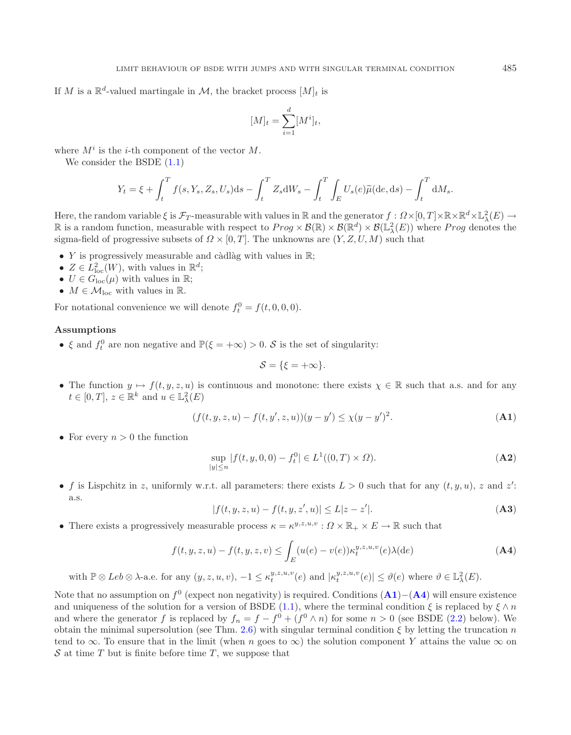If $M$ is a $\mathbb{R}^d$-valued martingale in $\mathcal{M}$, the bracket process $[M]_t$ is

$$[M]_t = \sum_{i=1}^{d} [M^i]_t,$$

where $M^i$ is the $i$-th component of the vector $M$.

We consider the BSDE (1.1)

$$Y_t = \xi + \int_t^T f(s, Y_s, Z_s, U_s)\mathrm{d}s - \int_t^T Z_s \mathrm{d}W_s - \int_t^T \int_E U_s(e)\widetilde{\mu}(\mathrm{d}e, \mathrm{d}s) - \int_t^T \mathrm{d}M_s.$$

Here, the random variable $\xi$ is $\mathcal{F}_T$-measurable with values in $\mathbb{R}$ and the generator $f : \Omega \times [0,T] \times \mathbb{R} \times \mathbb{R}^d \times \mathbb{L}^2_\lambda(E) \to \mathbb{R}$ is a random function, measurable with respect to $Prog \times \mathcal{B}(\mathbb{R}) \times \mathcal{B}(\mathbb{R}^d) \times \mathcal{B}(\mathbb{L}^2_\lambda(E))$ where $Prog$ denotes the sigma-field of progressive subsets of $\Omega \times [0,T]$. The unknowns are $(Y, Z, U, M)$ such that

- $Y$ is progressively measurable and càdlàg with values in $\mathbb{R}$;
- $Z \in L^2_{\mathrm{loc}}(W)$, with values in $\mathbb{R}^d$;
- $U \in G_{\mathrm{loc}}(\mu)$ with values in $\mathbb{R}$;
- $M \in \mathcal{M}_{\mathrm{loc}}$ with values in $\mathbb{R}$.

For notational convenience we will denote $f^0_t = f(t, 0, 0, 0)$.

**Assumptions**

- $\xi$ and $f^0_t$ are non negative and $\mathbb{P}(\xi = +\infty) > 0$. $\mathcal{S}$ is the set of singularity:

$$\mathcal{S} = \{\xi = +\infty\}.$$

- The function $y \mapsto f(t, y, z, u)$ is continuous and monotone: there exists $\chi \in \mathbb{R}$ such that a.s. and for any $t \in [0,T]$, $z \in \mathbb{R}^k$ and $u \in \mathbb{L}^2_\lambda(E)$

$$(f(t, y, z, u) - f(t, y', z, u))(y - y') \leq \chi(y - y')^2. \tag{A1}$$

- For every $n > 0$ the function

$$\sup_{|y| \leq n} |f(t, y, 0, 0) - f^0_t| \in L^1((0,T) \times \Omega). \tag{A2}$$

- $f$ is Lispchitz in $z$, uniformly w.r.t. all parameters: there exists $L > 0$ such that for any $(t, y, u)$, $z$ and $z'$: a.s.

$$|f(t, y, z, u) - f(t, y, z', u)| \leq L|z - z'|. \tag{A3}$$

- There exists a progressively measurable process $\kappa = \kappa^{y,z,u,v} : \Omega \times \mathbb{R}_+ \times E \to \mathbb{R}$ such that

$$f(t, y, z, u) - f(t, y, z, v) \leq \int_E (u(e) - v(e))\kappa^{y,z,u,v}_t(e)\lambda(\mathrm{d}e) \tag{A4}$$

with $\mathbb{P} \otimes Leb \otimes \lambda$-a.e. for any $(y, z, u, v)$, $-1 \leq \kappa^{y,z,u,v}_t(e)$ and $|\kappa^{y,z,u,v}_t(e)| \leq \vartheta(e)$ where $\vartheta \in \mathbb{L}^2_\lambda(E)$.

Note that no assumption on $f^0$ (expect non negativity) is required. Conditions (**A1**)–(**A4**) will ensure existence and uniqueness of the solution for a version of BSDE (1.1), where the terminal condition $\xi$ is replaced by $\xi \wedge n$ and where the generator $f$ is replaced by $f_n = f - f^0 + (f^0 \wedge n)$ for some $n > 0$ (see BSDE (2.2) below). We obtain the minimal supersolution (see Thm. 2.6) with singular terminal condition $\xi$ by letting the truncation $n$ tend to $\infty$. To ensure that in the limit (when $n$ goes to $\infty$) the solution component $Y$ attains the value $\infty$ on $\mathcal{S}$ at time $T$ but is finite before time $T$, we suppose that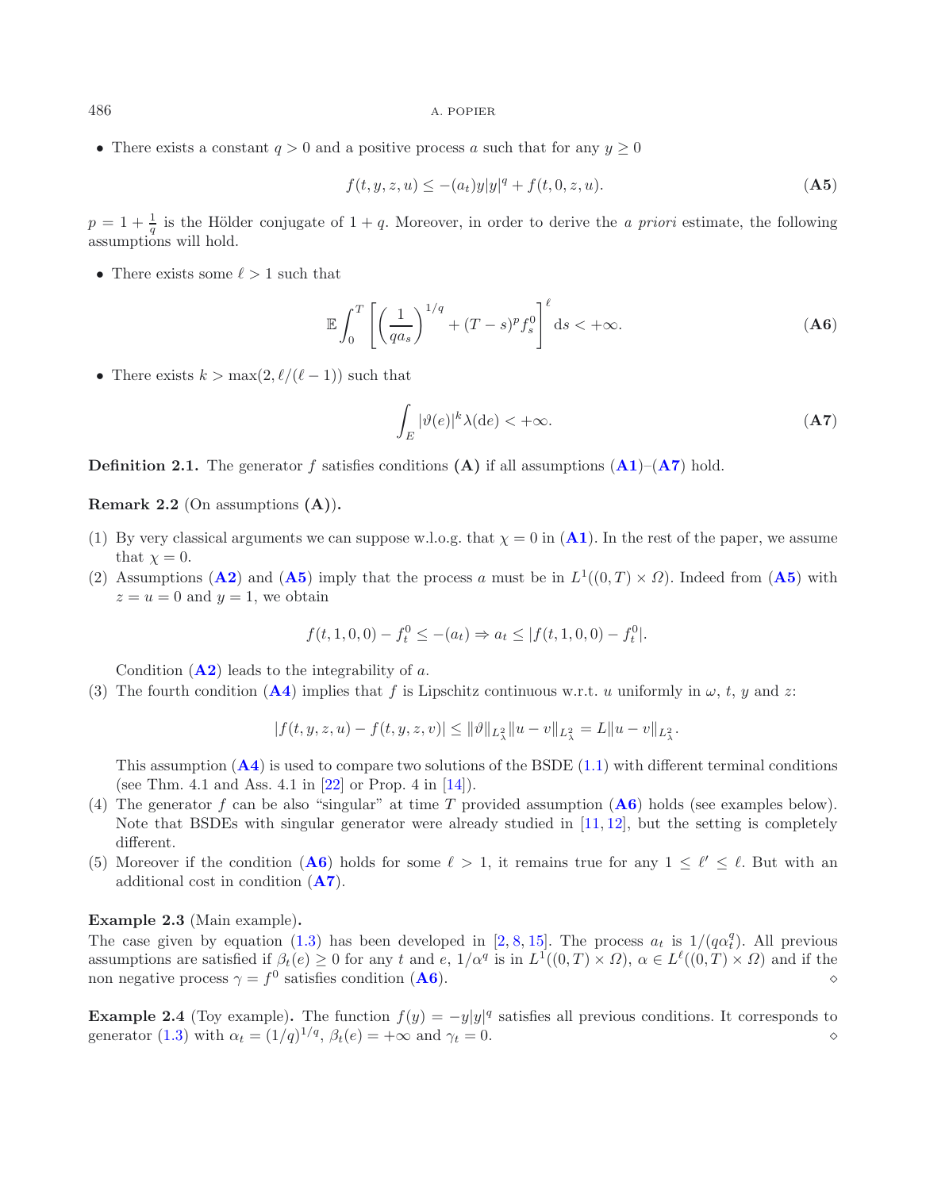- There exists a constant $q > 0$ and a positive process $a$ such that for any $y \geq 0$

$$f(t, y, z, u) \leq -(a_t)y|y|^q + f(t, 0, z, u). \tag{A5}$$

$p = 1 + \frac{1}{q}$ is the Hölder conjugate of $1 + q$. Moreover, in order to derive the *a priori* estimate, the following assumptions will hold.

- There exists some $\ell > 1$ such that

$$\mathbb{E} \int_0^T \left[ \left( \frac{1}{q a_s} \right)^{1/q} + (T - s)^p f_s^0 \right]^\ell \mathrm{d}s < +\infty. \tag{A6}$$

- There exists $k > \max(2, \ell/(\ell - 1))$ such that

$$\int_E |\vartheta(e)|^k \lambda(\mathrm{d}e) < +\infty. \tag{A7}$$

**Definition 2.1.** The generator $f$ satisfies conditions **(A)** if all assumptions (**A1**)–(**A7**) hold.

**Remark 2.2** (On assumptions **(A)**)**.**

(1) By very classical arguments we can suppose w.l.o.g. that $\chi = 0$ in (**A1**). In the rest of the paper, we assume that $\chi = 0$.

(2) Assumptions (**A2**) and (**A5**) imply that the process $a$ must be in $L^1((0, T) \times \Omega)$. Indeed from (**A5**) with $z = u = 0$ and $y = 1$, we obtain

$$f(t, 1, 0, 0) - f_t^0 \leq -(a_t) \Rightarrow a_t \leq |f(t, 1, 0, 0) - f_t^0|.$$

Condition (**A2**) leads to the integrability of $a$.

(3) The fourth condition (**A4**) implies that $f$ is Lipschitz continuous w.r.t. $u$ uniformly in $\omega$, $t$, $y$ and $z$:

$$|f(t, y, z, u) - f(t, y, z, v)| \leq \|\vartheta\|_{L^2_\lambda} \|u - v\|_{L^2_\lambda} = L\|u - v\|_{L^2_\lambda}.$$

This assumption (**A4**) is used to compare two solutions of the BSDE (1.1) with different terminal conditions (see Thm. 4.1 and Ass. 4.1 in [22] or Prop. 4 in [14]).

(4) The generator $f$ can be also "singular" at time $T$ provided assumption (**A6**) holds (see examples below). Note that BSDEs with singular generator were already studied in [11, 12], but the setting is completely different.

(5) Moreover if the condition (**A6**) holds for some $\ell > 1$, it remains true for any $1 \leq \ell' \leq \ell$. But with an additional cost in condition (**A7**).

**Example 2.3** (Main example)**.**
The case given by equation (1.3) has been developed in [2, 8, 15]. The process $a_t$ is $1/(q\alpha_t^q)$. All previous assumptions are satisfied if $\beta_t(e) \geq 0$ for any $t$ and $e$, $1/\alpha^q$ is in $L^1((0, T) \times \Omega)$, $\alpha \in L^\ell((0, T) \times \Omega)$ and if the non negative process $\gamma = f^0$ satisfies condition (**A6**). ◇

**Example 2.4** (Toy example)**.** The function $f(y) = -y|y|^q$ satisfies all previous conditions. It corresponds to generator (1.3) with $\alpha_t = (1/q)^{1/q}$, $\beta_t(e) = +\infty$ and $\gamma_t = 0$. ◇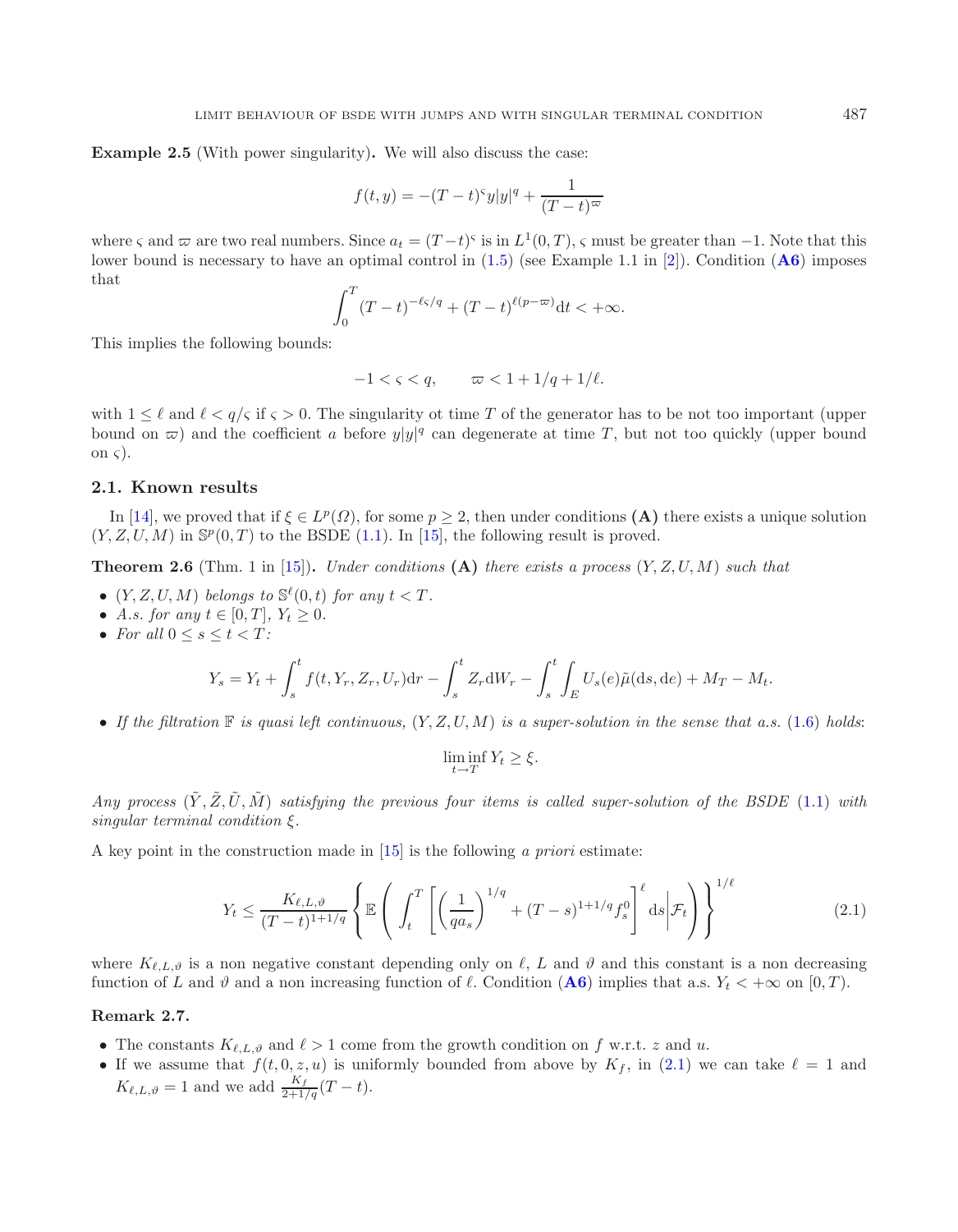**Example 2.5** (With power singularity)**.** We will also discuss the case:

$$f(t, y) = -(T-t)^{\varsigma} y|y|^q + \frac{1}{(T-t)^{\varpi}}$$

where $\varsigma$ and $\varpi$ are two real numbers. Since $a_t = (T-t)^{\varsigma}$ is in $L^1(0,T)$, $\varsigma$ must be greater than $-1$. Note that this lower bound is necessary to have an optimal control in (1.5) (see Example 1.1 in [2]). Condition (**A6**) imposes that

$$\int_0^T (T-t)^{-\ell\varsigma/q} + (T-t)^{\ell(p-\varpi)} \mathrm{d}t < +\infty.$$

This implies the following bounds:

$$-1 < \varsigma < q, \qquad \varpi < 1 + 1/q + 1/\ell.$$

with $1 \leq \ell$ and $\ell < q/\varsigma$ if $\varsigma > 0$. The singularity ot time $T$ of the generator has to be not too important (upper bound on $\varpi$) and the coefficient $a$ before $y|y|^q$ can degenerate at time $T$, but not too quickly (upper bound on $\varsigma$).

### 2.1. Known results

In [14], we proved that if $\xi \in L^p(\Omega)$, for some $p \geq 2$, then under conditions **(A)** there exists a unique solution $(Y, Z, U, M)$ in $\mathbb{S}^p(0,T)$ to the BSDE (1.1). In [15], the following result is proved.

**Theorem 2.6** (Thm. 1 in [15])**.** *Under conditions* **(A)** *there exists a process* $(Y, Z, U, M)$ *such that*

- $(Y, Z, U, M)$ *belongs to* $\mathbb{S}^{\ell}(0,t)$ *for any* $t < T$*.*
- *A.s. for any* $t \in [0,T]$*,* $Y_t \geq 0$*.*
- *For all* $0 \leq s \leq t < T$*:*

$$Y_s = Y_t + \int_s^t f(t, Y_r, Z_r, U_r)\mathrm{d}r - \int_s^t Z_r \mathrm{d}W_r - \int_s^t \int_E U_s(e)\tilde{\mu}(\mathrm{d}s, \mathrm{d}e) + M_T - M_t.$$

- *If the filtration* $\mathbb{F}$ *is quasi left continuous,* $(Y, Z, U, M)$ *is a super-solution in the sense that a.s.* (1.6) *holds*:

$$\liminf_{t \to T} Y_t \geq \xi.$$

*Any process* $(\tilde{Y}, \tilde{Z}, \tilde{U}, \tilde{M})$ *satisfying the previous four items is called super-solution of the BSDE* (1.1) *with singular terminal condition* $\xi$*.*

A key point in the construction made in [15] is the following *a priori* estimate:

$$Y_t \leq \frac{K_{\ell,L,\vartheta}}{(T-t)^{1+1/q}} \left\{ \mathbb{E}\left( \int_t^T \left[ \left( \frac{1}{q a_s} \right)^{1/q} + (T-s)^{1+1/q} f_s^0 \right]^{\ell} \mathrm{d}s \middle| \mathcal{F}_t \right) \right\}^{1/\ell} \tag{2.1}$$

where $K_{\ell,L,\vartheta}$ is a non negative constant depending only on $\ell$, $L$ and $\vartheta$ and this constant is a non decreasing function of $L$ and $\vartheta$ and a non increasing function of $\ell$. Condition (**A6**) implies that a.s. $Y_t < +\infty$ on $[0,T)$.

**Remark 2.7.**

- The constants $K_{\ell,L,\vartheta}$ and $\ell > 1$ come from the growth condition on $f$ w.r.t. $z$ and $u$.
- If we assume that $f(t, 0, z, u)$ is uniformly bounded from above by $K_f$, in (2.1) we can take $\ell = 1$ and $K_{\ell,L,\vartheta} = 1$ and we add $\frac{K_f}{2+1/q}(T-t)$.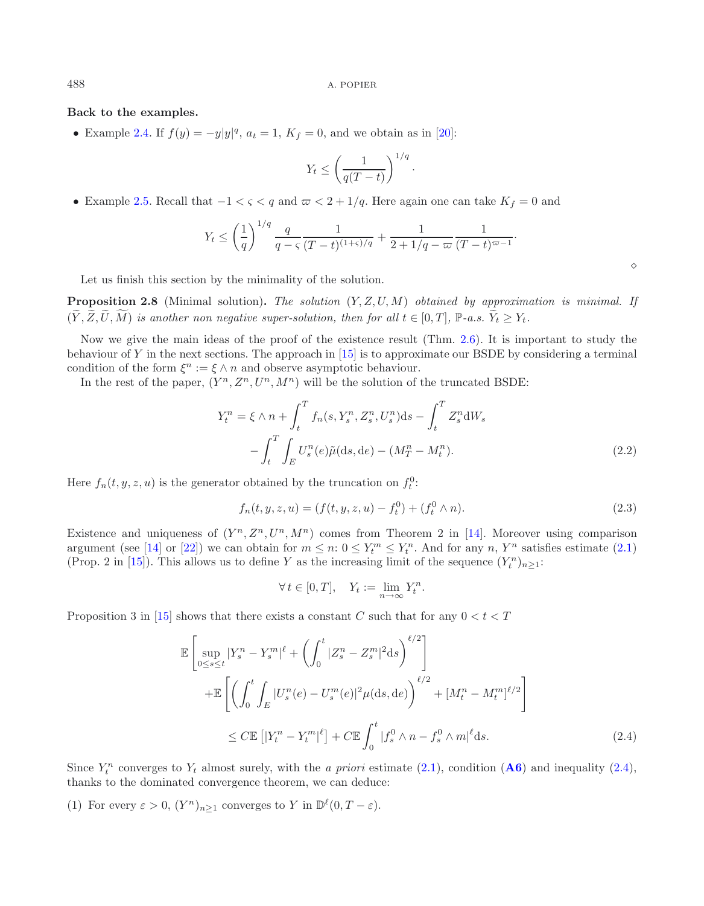**Back to the examples.**

- Example 2.4. If $f(y) = -y|y|^q$, $a_t = 1$, $K_f = 0$, and we obtain as in [20]:

$$Y_t \leq \left(\frac{1}{q(T-t)}\right)^{1/q}.$$

- Example 2.5. Recall that $-1 < \varsigma < q$ and $\varpi < 2 + 1/q$. Here again one can take $K_f = 0$ and

$$Y_t \leq \left(\frac{1}{q}\right)^{1/q} \frac{q}{q-\varsigma} \frac{1}{(T-t)^{(1+\varsigma)/q}} + \frac{1}{2+1/q-\varpi} \frac{1}{(T-t)^{\varpi-1}}.$$

$\diamond$

Let us finish this section by the minimality of the solution.

**Proposition 2.8** (Minimal solution)**.** *The solution $(Y, Z, U, M)$ obtained by approximation is minimal. If $(\widetilde{Y}, \widetilde{Z}, \widetilde{U}, \widetilde{M})$ is another non negative super-solution, then for all $t \in [0, T]$, $\mathbb{P}$-a.s. $\widetilde{Y}_t \geq Y_t$.*

Now we give the main ideas of the proof of the existence result (Thm. 2.6). It is important to study the behaviour of $Y$ in the next sections. The approach in [15] is to approximate our BSDE by considering a terminal condition of the form $\xi^n := \xi \wedge n$ and observe asymptotic behaviour.

In the rest of the paper, $(Y^n, Z^n, U^n, M^n)$ will be the solution of the truncated BSDE:

$$\begin{aligned} Y_t^n = \xi \wedge n + \int_t^T f_n(s, Y_s^n, Z_s^n, U_s^n)\mathrm{d}s - \int_t^T Z_s^n \mathrm{d}W_s \\ - \int_t^T \int_E U_s^n(e)\tilde{\mu}(\mathrm{d}s, \mathrm{d}e) - (M_T^n - M_t^n). \end{aligned} \tag{2.2}$$

Here $f_n(t, y, z, u)$ is the generator obtained by the truncation on $f_t^0$:

$$f_n(t, y, z, u) = (f(t, y, z, u) - f_t^0) + (f_t^0 \wedge n). \tag{2.3}$$

Existence and uniqueness of $(Y^n, Z^n, U^n, M^n)$ comes from Theorem 2 in [14]. Moreover using comparison argument (see [14] or [22]) we can obtain for $m \leq n$: $0 \leq Y_t^m \leq Y_t^n$. And for any $n$, $Y^n$ satisfies estimate (2.1) (Prop. 2 in [15]). This allows us to define $Y$ as the increasing limit of the sequence $(Y_t^n)_{n \geq 1}$:

$$\forall\, t \in [0, T], \quad Y_t := \lim_{n \to \infty} Y_t^n.$$

Proposition 3 in [15] shows that there exists a constant $C$ such that for any $0 < t < T$

$$\begin{aligned} &\mathbb{E}\left[\sup_{0 \leq s \leq t} |Y_s^n - Y_s^m|^\ell + \left(\int_0^t |Z_s^n - Z_s^m|^2 \mathrm{d}s\right)^{\ell/2}\right] \\ &\quad + \mathbb{E}\left[\left(\int_0^t \int_E |U_s^n(e) - U_s^m(e)|^2 \mu(\mathrm{d}s, \mathrm{d}e)\right)^{\ell/2} + [M_t^n - M_t^m]^{\ell/2}\right] \\ &\quad \leq C\mathbb{E}\left[|Y_t^n - Y_t^m|^\ell\right] + C\mathbb{E}\int_0^t |f_s^0 \wedge n - f_s^0 \wedge m|^\ell \mathrm{d}s. \end{aligned} \tag{2.4}$$

Since $Y_t^n$ converges to $Y_t$ almost surely, with the *a priori* estimate (2.1), condition (**A6**) and inequality (2.4), thanks to the dominated convergence theorem, we can deduce:

(1) For every $\varepsilon > 0$, $(Y^n)_{n \geq 1}$ converges to $Y$ in $\mathbb{D}^\ell(0, T - \varepsilon)$.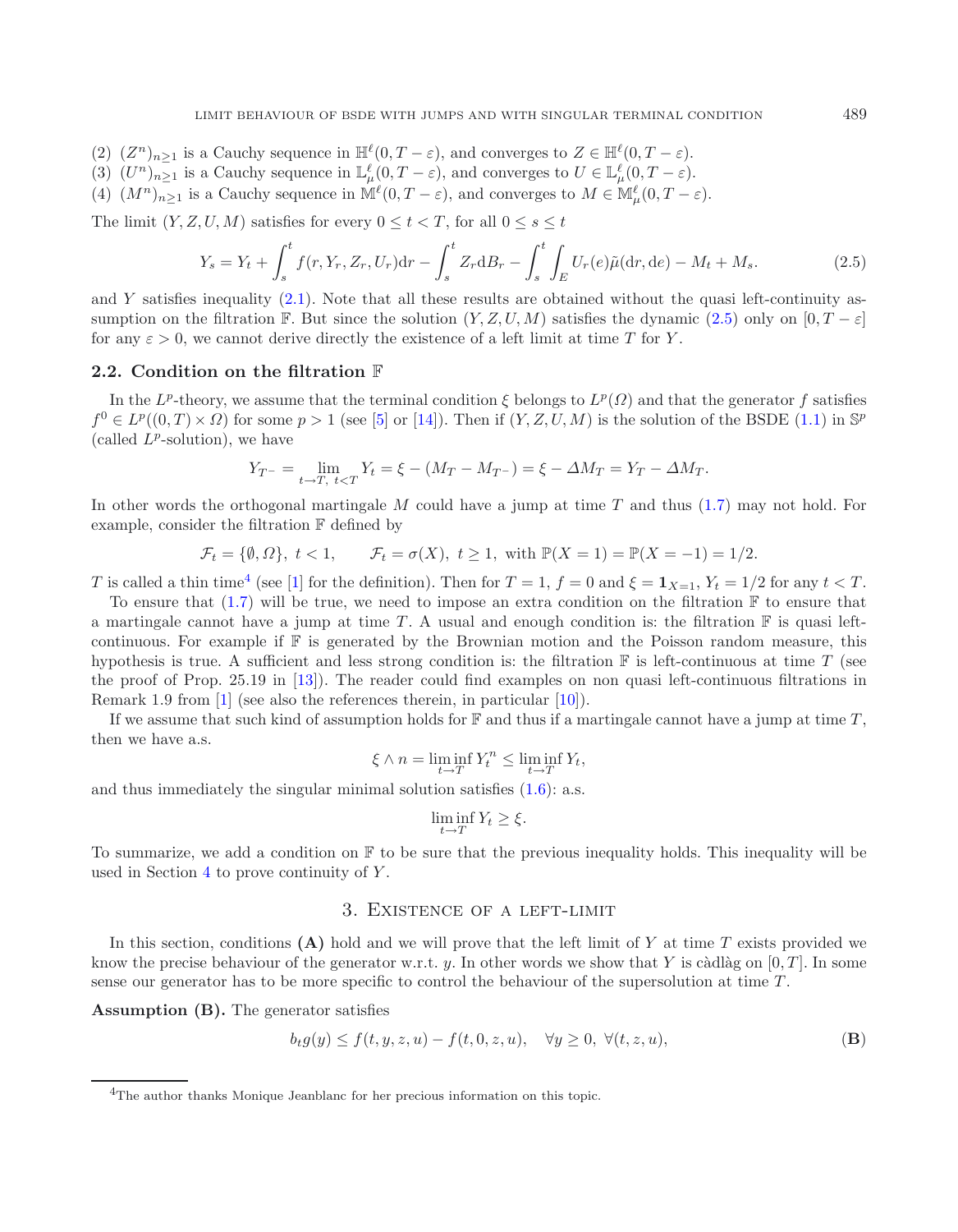(2) $(Z^n)_{n\geq 1}$ is a Cauchy sequence in $\mathbb{H}^\ell(0, T-\varepsilon)$, and converges to $Z \in \mathbb{H}^\ell(0, T-\varepsilon)$.
(3) $(U^n)_{n\geq 1}$ is a Cauchy sequence in $\mathbb{L}^\ell_\mu(0, T-\varepsilon)$, and converges to $U \in \mathbb{L}^\ell_\mu(0, T-\varepsilon)$.
(4) $(M^n)_{n\geq 1}$ is a Cauchy sequence in $\mathbb{M}^\ell(0, T-\varepsilon)$, and converges to $M \in \mathbb{M}^\ell_\mu(0, T-\varepsilon)$.

The limit $(Y, Z, U, M)$ satisfies for every $0 \leq t < T$, for all $0 \leq s \leq t$

$$Y_s = Y_t + \int_s^t f(r, Y_r, Z_r, U_r)\mathrm{d}r - \int_s^t Z_r \mathrm{d}B_r - \int_s^t \int_E U_r(e)\tilde{\mu}(\mathrm{d}r, \mathrm{d}e) - M_t + M_s. \tag{2.5}$$

and $Y$ satisfies inequality (2.1). Note that all these results are obtained without the quasi left-continuity assumption on the filtration $\mathbb{F}$. But since the solution $(Y, Z, U, M)$ satisfies the dynamic (2.5) only on $[0, T-\varepsilon]$ for any $\varepsilon > 0$, we cannot derive directly the existence of a left limit at time $T$ for $Y$.

### 2.2. Condition on the filtration $\mathbb{F}$

In the $L^p$-theory, we assume that the terminal condition $\xi$ belongs to $L^p(\Omega)$ and that the generator $f$ satisfies $f^0 \in L^p((0,T) \times \Omega)$ for some $p > 1$ (see [5] or [14]). Then if $(Y, Z, U, M)$ is the solution of the BSDE (1.1) in $\mathbb{S}^p$ (called $L^p$-solution), we have

$$Y_{T^-} = \lim_{t \to T,\ t<T} Y_t = \xi - (M_T - M_{T^-}) = \xi - \Delta M_T = Y_T - \Delta M_T.$$

In other words the orthogonal martingale $M$ could have a jump at time $T$ and thus (1.7) may not hold. For example, consider the filtration $\mathbb{F}$ defined by

$$\mathcal{F}_t = \{\emptyset, \Omega\},\ t < 1, \qquad \mathcal{F}_t = \sigma(X),\ t \geq 1, \text{ with } \mathbb{P}(X = 1) = \mathbb{P}(X = -1) = 1/2.$$

$T$ is called a thin time[4] (see [1] for the definition). Then for $T = 1$, $f = 0$ and $\xi = \mathbf{1}_{X=1}$, $Y_t = 1/2$ for any $t < T$.

To ensure that (1.7) will be true, we need to impose an extra condition on the filtration $\mathbb{F}$ to ensure that a martingale cannot have a jump at time $T$. A usual and enough condition is: the filtration $\mathbb{F}$ is quasi left-continuous. For example if $\mathbb{F}$ is generated by the Brownian motion and the Poisson random measure, this hypothesis is true. A sufficient and less strong condition is: the filtration $\mathbb{F}$ is left-continuous at time $T$ (see the proof of Prop. 25.19 in [13]). The reader could find examples on non quasi left-continuous filtrations in Remark 1.9 from [1] (see also the references therein, in particular [10]).

If we assume that such kind of assumption holds for $\mathbb{F}$ and thus if a martingale cannot have a jump at time $T$, then we have a.s.

$$\xi \wedge n = \liminf_{t \to T} Y_t^n \leq \liminf_{t \to T} Y_t,$$

and thus immediately the singular minimal solution satisfies (1.6): a.s.

$$\liminf_{t \to T} Y_t \geq \xi.$$

To summarize, we add a condition on $\mathbb{F}$ to be sure that the previous inequality holds. This inequality will be used in Section 4 to prove continuity of $Y$.

## 3. Existence of a left-limit

In this section, conditions **(A)** hold and we will prove that the left limit of $Y$ at time $T$ exists provided we know the precise behaviour of the generator w.r.t. $y$. In other words we show that $Y$ is càdlàg on $[0, T]$. In some sense our generator has to be more specific to control the behaviour of the supersolution at time $T$.

**Assumption (B).** The generator satisfies

$$b_t g(y) \leq f(t, y, z, u) - f(t, 0, z, u), \quad \forall y \geq 0,\ \forall (t, z, u), \tag{\textbf{B}}$$

[4] The author thanks Monique Jeanblanc for her precious information on this topic.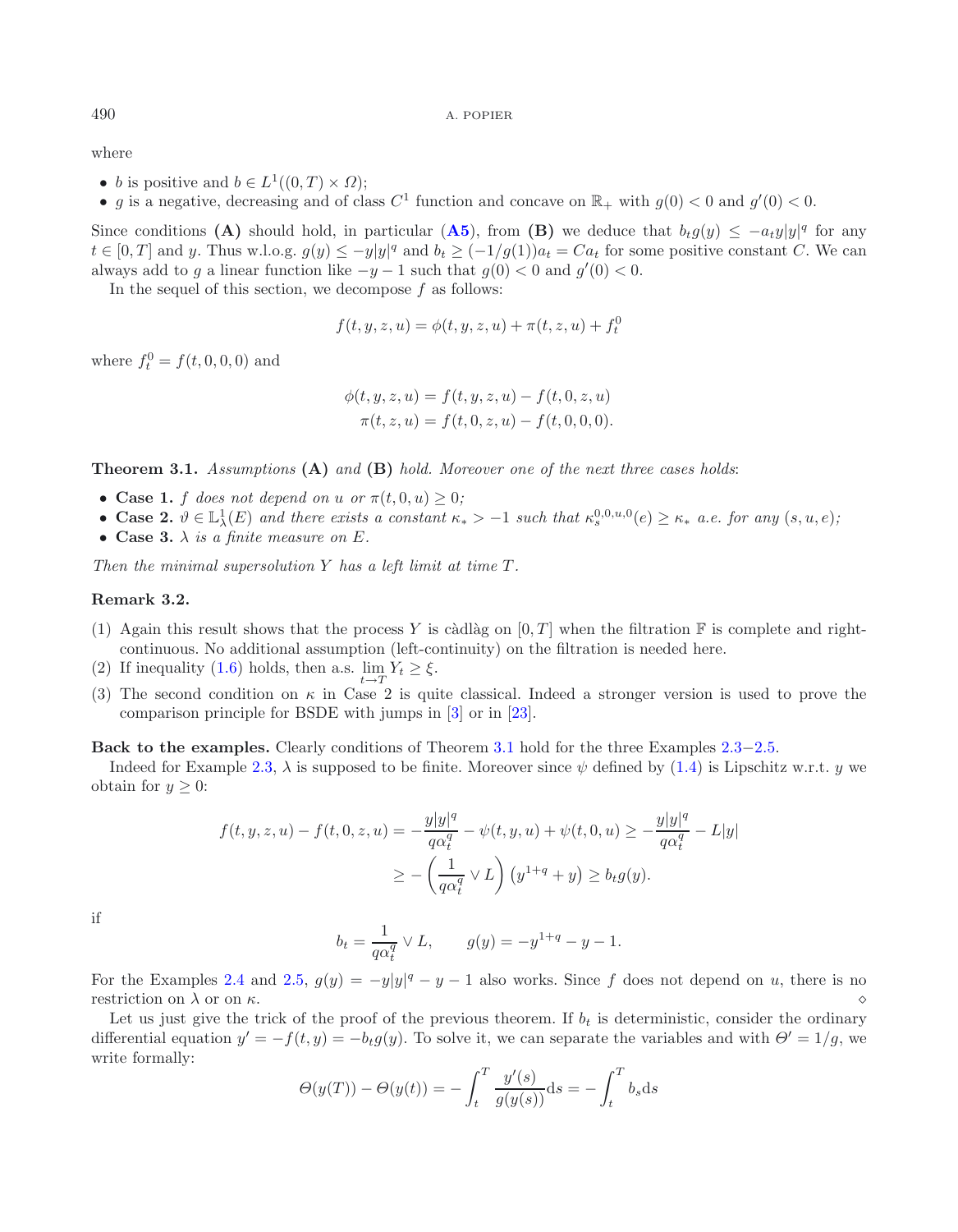where

- $b$ is positive and $b \in L^1((0,T) \times \Omega)$;
- $g$ is a negative, decreasing and of class $C^1$ function and concave on $\mathbb{R}_+$ with $g(0) < 0$ and $g'(0) < 0$.

Since conditions **(A)** should hold, in particular (**A5**), from **(B)** we deduce that $b_t g(y) \leq -a_t y|y|^q$ for any $t \in [0,T]$ and $y$. Thus w.l.o.g. $g(y) \leq -y|y|^q$ and $b_t \geq (-1/g(1))a_t = Ca_t$ for some positive constant $C$. We can always add to $g$ a linear function like $-y-1$ such that $g(0) < 0$ and $g'(0) < 0$.

In the sequel of this section, we decompose $f$ as follows:

$$f(t,y,z,u) = \phi(t,y,z,u) + \pi(t,z,u) + f_t^0$$

where $f_t^0 = f(t,0,0,0)$ and

$$\begin{aligned}
\phi(t,y,z,u) &= f(t,y,z,u) - f(t,0,z,u)\\
\pi(t,z,u) &= f(t,0,z,u) - f(t,0,0,0).
\end{aligned}$$

**Theorem 3.1.** *Assumptions* **(A)** *and* **(B)** *hold. Moreover one of the next three cases holds*:

- **Case 1.** *$f$ does not depend on $u$ or $\pi(t,0,u) \geq 0$;*
- **Case 2.** *$\vartheta \in \mathbb{L}^1_\lambda(E)$ and there exists a constant $\kappa_* > -1$ such that $\kappa_s^{0,0,u,0}(e) \geq \kappa_*$ a.e. for any $(s,u,e)$;*
- **Case 3.** *$\lambda$ is a finite measure on $E$.*

*Then the minimal supersolution $Y$ has a left limit at time $T$.*

**Remark 3.2.**

(1) Again this result shows that the process $Y$ is càdlàg on $[0,T]$ when the filtration $\mathbb{F}$ is complete and right-continuous. No additional assumption (left-continuity) on the filtration is needed here.
(2) If inequality (1.6) holds, then a.s. $\lim\limits_{t \to T} Y_t \geq \xi$.
(3) The second condition on $\kappa$ in Case 2 is quite classical. Indeed a stronger version is used to prove the comparison principle for BSDE with jumps in [3] or in [23].

**Back to the examples.** Clearly conditions of Theorem 3.1 hold for the three Examples 2.3–2.5.

Indeed for Example 2.3, $\lambda$ is supposed to be finite. Moreover since $\psi$ defined by (1.4) is Lipschitz w.r.t. $y$ we obtain for $y \geq 0$:

$$\begin{aligned}
f(t,y,z,u) - f(t,0,z,u) &= -\frac{y|y|^q}{q\alpha_t^q} - \psi(t,y,u) + \psi(t,0,u) \geq -\frac{y|y|^q}{q\alpha_t^q} - L|y|\\
&\geq -\left(\frac{1}{q\alpha_t^q} \vee L\right)\left(y^{1+q} + y\right) \geq b_t g(y).
\end{aligned}$$

if

$$b_t = \frac{1}{q\alpha_t^q} \vee L, \qquad g(y) = -y^{1+q} - y - 1.$$

For the Examples 2.4 and 2.5, $g(y) = -y|y|^q - y - 1$ also works. Since $f$ does not depend on $u$, there is no restriction on $\lambda$ or on $\kappa$. $\diamond$

Let us just give the trick of the proof of the previous theorem. If $b_t$ is deterministic, consider the ordinary differential equation $y' = -f(t,y) = -b_t g(y)$. To solve it, we can separate the variables and with $\Theta' = 1/g$, we write formally:

$$\Theta(y(T)) - \Theta(y(t)) = -\int_t^T \frac{y'(s)}{g(y(s))}\mathrm{d}s = -\int_t^T b_s \mathrm{d}s$$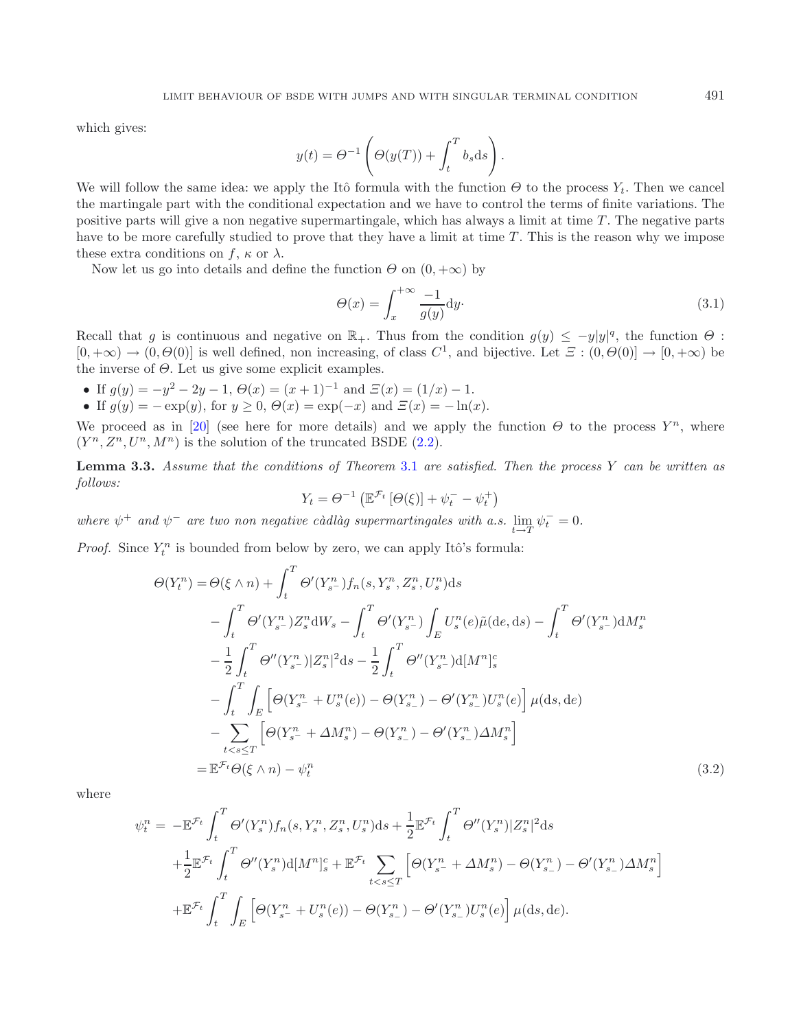which gives:

$$y(t) = \Theta^{-1}\left(\Theta(y(T)) + \int_t^T b_s \mathrm{d}s\right).$$

We will follow the same idea: we apply the Itô formula with the function $\Theta$ to the process $Y_t$. Then we cancel the martingale part with the conditional expectation and we have to control the terms of finite variations. The positive parts will give a non negative supermartingale, which has always a limit at time $T$. The negative parts have to be more carefully studied to prove that they have a limit at time $T$. This is the reason why we impose these extra conditions on $f$, $\kappa$ or $\lambda$.

Now let us go into details and define the function $\Theta$ on $(0, +\infty)$ by

$$\Theta(x) = \int_x^{+\infty} \frac{-1}{g(y)} \mathrm{d}y. \tag{3.1}$$

Recall that $g$ is continuous and negative on $\mathbb{R}_+$. Thus from the condition $g(y) \leq -y|y|^q$, the function $\Theta : [0, +\infty) \to (0, \Theta(0)]$ is well defined, non increasing, of class $C^1$, and bijective. Let $\Xi : (0, \Theta(0)] \to [0, +\infty)$ be the inverse of $\Theta$. Let us give some explicit examples.

- If $g(y) = -y^2 - 2y - 1$, $\Theta(x) = (x+1)^{-1}$ and $\Xi(x) = (1/x) - 1$.
- If $g(y) = -\exp(y)$, for $y \geq 0$, $\Theta(x) = \exp(-x)$ and $\Xi(x) = -\ln(x)$.

We proceed as in [20] (see here for more details) and we apply the function $\Theta$ to the process $Y^n$, where $(Y^n, Z^n, U^n, M^n)$ is the solution of the truncated BSDE (2.2).

**Lemma 3.3.** *Assume that the conditions of Theorem 3.1 are satisfied. Then the process $Y$ can be written as follows:*

$$Y_t = \Theta^{-1}\left(\mathbb{E}^{\mathcal{F}_t}\left[\Theta(\xi)\right] + \psi_t^- - \psi_t^+\right)$$

*where $\psi^+$ and $\psi^-$ are two non negative càdlàg supermartingales with a.s. $\lim_{t \to T} \psi_t^- = 0$.*

*Proof.* Since $Y_t^n$ is bounded from below by zero, we can apply Itô's formula:

$$\begin{aligned}
\Theta(Y_t^n) = &\,\Theta(\xi \wedge n) + \int_t^T \Theta'(Y_{s^-}^n) f_n(s, Y_s^n, Z_s^n, U_s^n) \mathrm{d}s \\
&- \int_t^T \Theta'(Y_{s^-}^n) Z_s^n \mathrm{d}W_s - \int_t^T \Theta'(Y_{s^-}^n) \int_E U_s^n(e) \tilde{\mu}(\mathrm{d}e, \mathrm{d}s) - \int_t^T \Theta'(Y_{s^-}^n) \mathrm{d}M_s^n \\
&- \frac{1}{2}\int_t^T \Theta''(Y_{s^-}^n)|Z_s^n|^2 \mathrm{d}s - \frac{1}{2}\int_t^T \Theta''(Y_{s^-}^n) \mathrm{d}[M^n]_s^c \\
&- \int_t^T \int_E \left[\Theta(Y_{s^-}^n + U_s^n(e)) - \Theta(Y_{s_-}^n) - \Theta'(Y_{s_-}^n) U_s^n(e)\right] \mu(\mathrm{d}s, \mathrm{d}e) \\
&- \sum_{t < s \leq T} \left[\Theta(Y_{s^-}^n + \Delta M_s^n) - \Theta(Y_{s_-}^n) - \Theta'(Y_{s_-}^n) \Delta M_s^n\right] \\
= &\,\mathbb{E}^{\mathcal{F}_t} \Theta(\xi \wedge n) - \psi_t^n
\end{aligned} \tag{3.2}$$

where

$$\begin{aligned}
\psi_t^n = &-\mathbb{E}^{\mathcal{F}_t} \int_t^T \Theta'(Y_s^n) f_n(s, Y_s^n, Z_s^n, U_s^n) \mathrm{d}s + \frac{1}{2}\mathbb{E}^{\mathcal{F}_t} \int_t^T \Theta''(Y_s^n)|Z_s^n|^2 \mathrm{d}s \\
&+ \frac{1}{2}\mathbb{E}^{\mathcal{F}_t} \int_t^T \Theta''(Y_s^n) \mathrm{d}[M^n]_s^c + \mathbb{E}^{\mathcal{F}_t} \sum_{t < s \leq T} \left[\Theta(Y_{s^-}^n + \Delta M_s^n) - \Theta(Y_{s_-}^n) - \Theta'(Y_{s_-}^n) \Delta M_s^n\right] \\
&+ \mathbb{E}^{\mathcal{F}_t} \int_t^T \int_E \left[\Theta(Y_{s^-}^n + U_s^n(e)) - \Theta(Y_{s_-}^n) - \Theta'(Y_{s_-}^n) U_s^n(e)\right] \mu(\mathrm{d}s, \mathrm{d}e).
\end{aligned}$$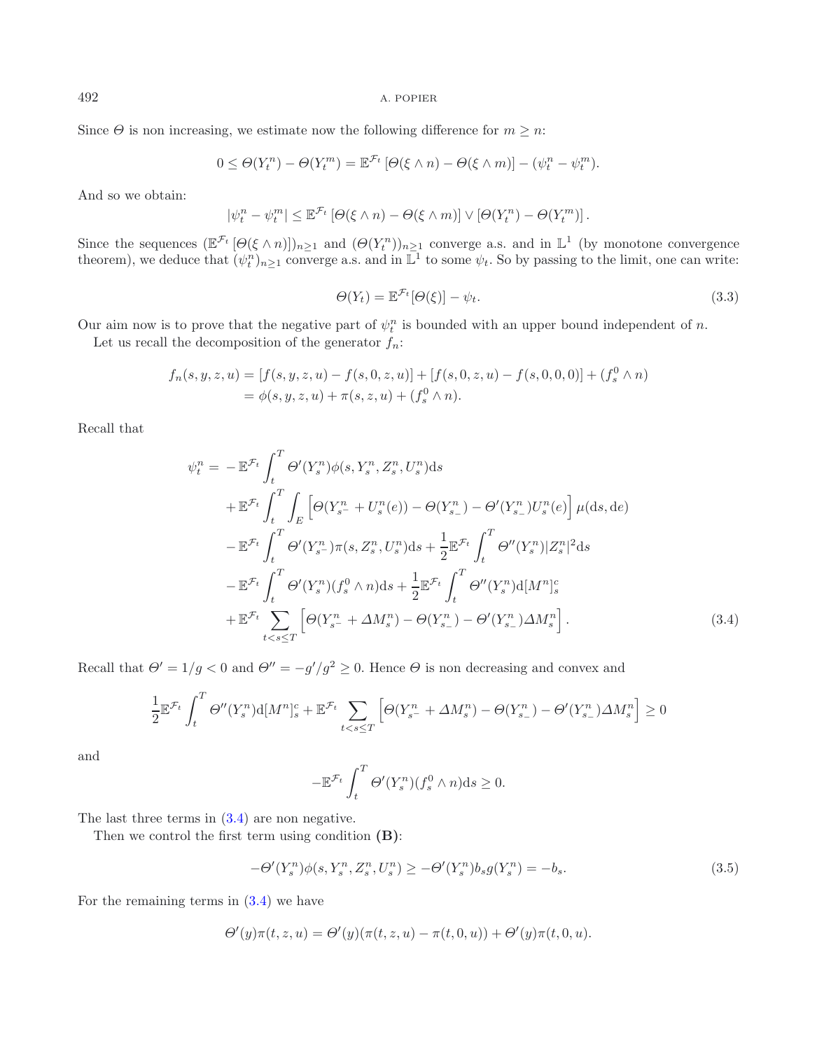Since $\Theta$ is non increasing, we estimate now the following difference for $m \geq n$:

$$0 \leq \Theta(Y_t^n) - \Theta(Y_t^m) = \mathbb{E}^{\mathcal{F}_t}\left[\Theta(\xi \wedge n) - \Theta(\xi \wedge m)\right] - (\psi_t^n - \psi_t^m).$$

And so we obtain:

$$|\psi_t^n - \psi_t^m| \leq \mathbb{E}^{\mathcal{F}_t}\left[\Theta(\xi \wedge n) - \Theta(\xi \wedge m)\right] \vee \left[\Theta(Y_t^n) - \Theta(Y_t^m)\right].$$

Since the sequences $(\mathbb{E}^{\mathcal{F}_t}\left[\Theta(\xi \wedge n)\right])_{n\geq 1}$ and $(\Theta(Y_t^n))_{n\geq 1}$ converge a.s. and in $\mathbb{L}^1$ (by monotone convergence theorem), we deduce that $(\psi_t^n)_{n\geq 1}$ converge a.s. and in $\mathbb{L}^1$ to some $\psi_t$. So by passing to the limit, one can write:

$$\Theta(Y_t) = \mathbb{E}^{\mathcal{F}_t}[\Theta(\xi)] - \psi_t. \tag{3.3}$$

Our aim now is to prove that the negative part of $\psi_t^n$ is bounded with an upper bound independent of $n$.

Let us recall the decomposition of the generator $f_n$:

$$\begin{aligned}
f_n(s,y,z,u) &= [f(s,y,z,u) - f(s,0,z,u)] + [f(s,0,z,u) - f(s,0,0,0)] + (f_s^0 \wedge n) \\
&= \phi(s,y,z,u) + \pi(s,z,u) + (f_s^0 \wedge n).
\end{aligned}$$

Recall that

$$\begin{aligned}
\psi_t^n = & -\mathbb{E}^{\mathcal{F}_t} \int_t^T \Theta'(Y_s^n)\phi(s,Y_s^n,Z_s^n,U_s^n)\mathrm{d}s \\
& + \mathbb{E}^{\mathcal{F}_t} \int_t^T \int_E \left[\Theta(Y_{s^-}^n + U_s^n(e)) - \Theta(Y_{s_-}^n) - \Theta'(Y_{s_-}^n)U_s^n(e)\right]\mu(\mathrm{d}s,\mathrm{d}e) \\
& - \mathbb{E}^{\mathcal{F}_t} \int_t^T \Theta'(Y_{s^-}^n)\pi(s,Z_s^n,U_s^n)\mathrm{d}s + \frac{1}{2}\mathbb{E}^{\mathcal{F}_t} \int_t^T \Theta''(Y_s^n)|Z_s^n|^2 \mathrm{d}s \\
& - \mathbb{E}^{\mathcal{F}_t} \int_t^T \Theta'(Y_s^n)(f_s^0 \wedge n)\mathrm{d}s + \frac{1}{2}\mathbb{E}^{\mathcal{F}_t} \int_t^T \Theta''(Y_s^n)\mathrm{d}[M^n]_s^c \\
& + \mathbb{E}^{\mathcal{F}_t} \sum_{t<s\leq T} \left[\Theta(Y_{s^-}^n + \Delta M_s^n) - \Theta(Y_{s_-}^n) - \Theta'(Y_{s_-}^n)\Delta M_s^n\right].
\end{aligned} \tag{3.4}$$

Recall that $\Theta' = 1/g < 0$ and $\Theta'' = -g'/g^2 \geq 0$. Hence $\Theta$ is non decreasing and convex and

$$\frac{1}{2}\mathbb{E}^{\mathcal{F}_t} \int_t^T \Theta''(Y_s^n)\mathrm{d}[M^n]_s^c + \mathbb{E}^{\mathcal{F}_t} \sum_{t<s\leq T} \left[\Theta(Y_{s^-}^n + \Delta M_s^n) - \Theta(Y_{s_-}^n) - \Theta'(Y_{s_-}^n)\Delta M_s^n\right] \geq 0$$

and

$$-\mathbb{E}^{\mathcal{F}_t} \int_t^T \Theta'(Y_s^n)(f_s^0 \wedge n)\mathrm{d}s \geq 0.$$

The last three terms in (3.4) are non negative.

Then we control the first term using condition **(B)**:

$$-\Theta'(Y_s^n)\phi(s,Y_s^n,Z_s^n,U_s^n) \geq -\Theta'(Y_s^n)b_s g(Y_s^n) = -b_s. \tag{3.5}$$

For the remaining terms in (3.4) we have

$$\Theta'(y)\pi(t,z,u) = \Theta'(y)(\pi(t,z,u) - \pi(t,0,u)) + \Theta'(y)\pi(t,0,u).$$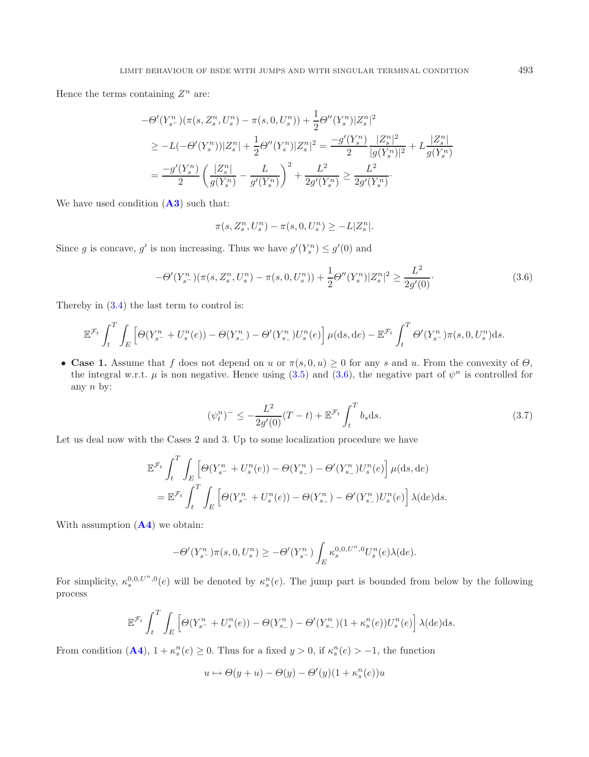Hence the terms containing $Z^n$ are:

$$
\begin{aligned}
&-\Theta'(Y^n_{s^-})(\pi(s,Z^n_s,U^n_s)-\pi(s,0,U^n_s))+\frac{1}{2}\Theta''(Y^n_s)|Z^n_s|^2\\
&\geq -L(-\Theta'(Y^n_s))|Z^n_s|+\frac{1}{2}\Theta''(Y^n_s)|Z^n_s|^2=\frac{-g'(Y^n_s)}{2}\frac{|Z^n_s|^2}{|g(Y^n_s)|^2}+L\frac{|Z^n_s|}{g(Y^n_s)}\\
&=\frac{-g'(Y^n_s)}{2}\left(\frac{|Z^n_s|}{g(Y^n_s)}-\frac{L}{g'(Y^n_s)}\right)^2+\frac{L^2}{2g'(Y^n_s)}\geq \frac{L^2}{2g'(Y^n_s)}\cdot
\end{aligned}
$$

We have used condition (**A3**) such that:

$$
\pi(s,Z^n_s,U^n_s)-\pi(s,0,U^n_s)\geq -L|Z^n_s|.
$$

Since $g$ is concave, $g'$ is non increasing. Thus we have $g'(Y^n_s)\leq g'(0)$ and

$$
-\Theta'(Y^n_{s^-})(\pi(s,Z^n_s,U^n_s)-\pi(s,0,U^n_s))+\frac{1}{2}\Theta''(Y^n_s)|Z^n_s|^2\geq \frac{L^2}{2g'(0)}\cdot \tag{3.6}
$$

Thereby in (3.4) the last term to control is:

$$
\mathbb{E}^{\mathcal{F}_t}\int_t^T\int_E\left[\Theta(Y^n_{s^-}+U^n_s(e))-\Theta(Y^n_{s_-})-\Theta'(Y^n_{s_-})U^n_s(e)\right]\mu(\mathrm{d}s,\mathrm{d}e)-\mathbb{E}^{\mathcal{F}_t}\int_t^T\Theta'(Y^n_{s^-})\pi(s,0,U^n_s)\mathrm{d}s.
$$

- **Case 1.** Assume that $f$ does not depend on $u$ or $\pi(s,0,u)\geq 0$ for any $s$ and $u$. From the convexity of $\Theta$, the integral w.r.t. $\mu$ is non negative. Hence using (3.5) and (3.6), the negative part of $\psi^n$ is controlled for any $n$ by:

$$
(\psi^n_t)^-\leq -\frac{L^2}{2g'(0)}(T-t)+\mathbb{E}^{\mathcal{F}_t}\int_t^T b_s\mathrm{d}s. \tag{3.7}
$$

Let us deal now with the Cases 2 and 3. Up to some localization procedure we have

$$
\begin{aligned}
&\mathbb{E}^{\mathcal{F}_t}\int_t^T\int_E\left[\Theta(Y^n_{s^-}+U^n_s(e))-\Theta(Y^n_{s_-})-\Theta'(Y^n_{s_-})U^n_s(e)\right]\mu(\mathrm{d}s,\mathrm{d}e)\\
&=\mathbb{E}^{\mathcal{F}_t}\int_t^T\int_E\left[\Theta(Y^n_{s^-}+U^n_s(e))-\Theta(Y^n_{s_-})-\Theta'(Y^n_{s_-})U^n_s(e)\right]\lambda(\mathrm{d}e)\mathrm{d}s.
\end{aligned}
$$

With assumption (**A4**) we obtain:

$$
-\Theta'(Y^n_{s^-})\pi(s,0,U^n_s)\geq -\Theta'(Y^n_{s^-})\int_E\kappa_s^{0,0,U^n,0}U^n_s(e)\lambda(\mathrm{d}e).
$$

For simplicity, $\kappa_s^{0,0,U^n,0}(e)$ will be denoted by $\kappa^n_s(e)$. The jump part is bounded from below by the following process

$$
\mathbb{E}^{\mathcal{F}_t}\int_t^T\int_E\left[\Theta(Y^n_{s^-}+U^n_s(e))-\Theta(Y^n_{s_-})-\Theta'(Y^n_{s_-})(1+\kappa^n_s(e))U^n_s(e)\right]\lambda(\mathrm{d}e)\mathrm{d}s.
$$

From condition (**A4**), $1+\kappa^n_s(e)\geq 0$. Thus for a fixed $y>0$, if $\kappa^n_s(e)>-1$, the function

$$
u\mapsto\Theta(y+u)-\Theta(y)-\Theta'(y)(1+\kappa^n_s(e))u
$$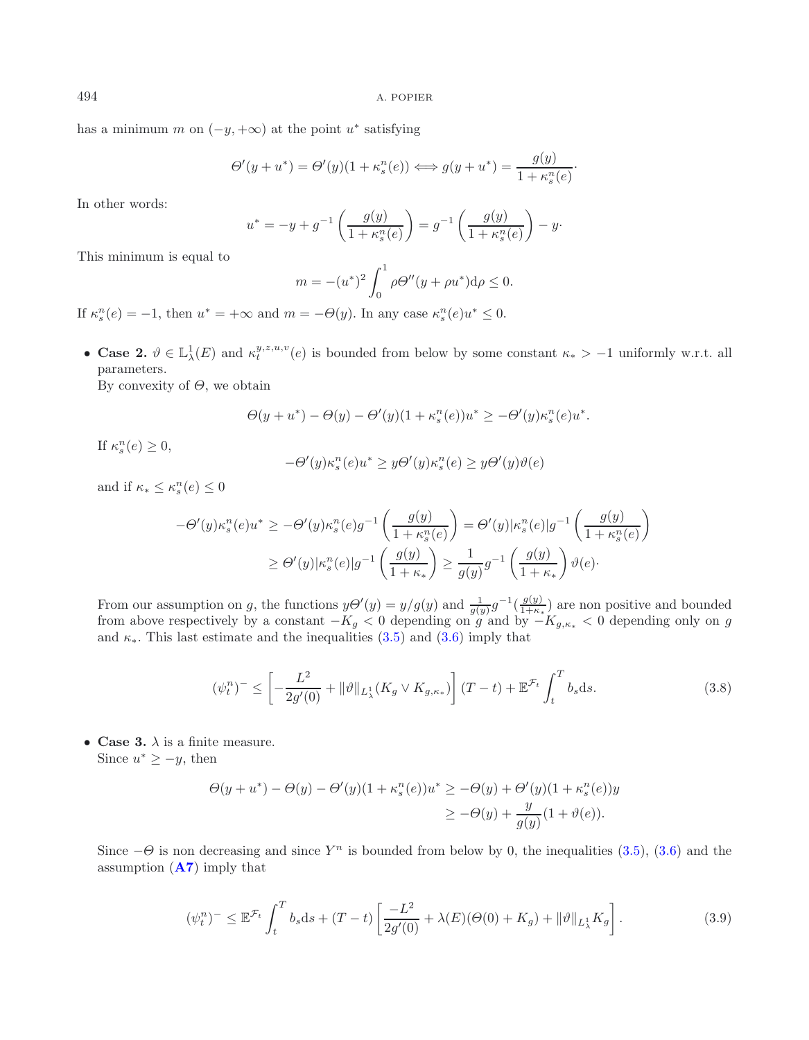has a minimum $m$ on $(-y, +\infty)$ at the point $u^*$ satisfying

$$\Theta'(y+u^*) = \Theta'(y)(1+\kappa_s^n(e)) \Longleftrightarrow g(y+u^*) = \frac{g(y)}{1+\kappa_s^n(e)}\cdot$$

In other words:

$$u^* = -y + g^{-1}\left(\frac{g(y)}{1+\kappa_s^n(e)}\right) = g^{-1}\left(\frac{g(y)}{1+\kappa_s^n(e)}\right) - y\cdot$$

This minimum is equal to

$$m = -(u^*)^2 \int_0^1 \rho \Theta''(y+\rho u^*)\mathrm{d}\rho \leq 0.$$

If $\kappa_s^n(e) = -1$, then $u^* = +\infty$ and $m = -\Theta(y)$. In any case $\kappa_s^n(e)u^* \leq 0$.

- **Case 2.** $\vartheta \in \mathbb{L}^1_\lambda(E)$ and $\kappa_t^{y,z,u,v}(e)$ is bounded from below by some constant $\kappa_* > -1$ uniformly w.r.t. all parameters.
  By convexity of $\Theta$, we obtain

$$\Theta(y+u^*) - \Theta(y) - \Theta'(y)(1+\kappa_s^n(e))u^* \geq -\Theta'(y)\kappa_s^n(e)u^*.$$

If $\kappa_s^n(e) \geq 0$,

$$-\Theta'(y)\kappa_s^n(e)u^* \geq y\Theta'(y)\kappa_s^n(e) \geq y\Theta'(y)\vartheta(e)$$

and if $\kappa_* \leq \kappa_s^n(e) \leq 0$

$$\begin{aligned}
-\Theta'(y)\kappa_s^n(e)u^* &\geq -\Theta'(y)\kappa_s^n(e) g^{-1}\left(\frac{g(y)}{1+\kappa_s^n(e)}\right) = \Theta'(y)|\kappa_s^n(e)| g^{-1}\left(\frac{g(y)}{1+\kappa_s^n(e)}\right) \\
&\geq \Theta'(y)|\kappa_s^n(e)| g^{-1}\left(\frac{g(y)}{1+\kappa_*}\right) \geq \frac{1}{g(y)} g^{-1}\left(\frac{g(y)}{1+\kappa_*}\right)\vartheta(e)\cdot
\end{aligned}$$

From our assumption on $g$, the functions $y\Theta'(y) = y/g(y)$ and $\frac{1}{g(y)}g^{-1}(\frac{g(y)}{1+\kappa_*})$ are non positive and bounded from above respectively by a constant $-K_g < 0$ depending on $g$ and by $-K_{g,\kappa_*} < 0$ depending only on $g$ and $\kappa_*$. This last estimate and the inequalities (3.5) and (3.6) imply that

$$(\psi_t^n)^- \leq \left[-\frac{L^2}{2g'(0)} + \|\vartheta\|_{L^1_\lambda}(K_g \vee K_{g,\kappa_*})\right](T-t) + \mathbb{E}^{\mathcal{F}_t}\int_t^T b_s \mathrm{d}s. \tag{3.8}$$

- **Case 3.** $\lambda$ is a finite measure.
  Since $u^* \geq -y$, then

$$\begin{aligned}
\Theta(y+u^*) - \Theta(y) - \Theta'(y)(1+\kappa_s^n(e))u^* &\geq -\Theta(y) + \Theta'(y)(1+\kappa_s^n(e))y \\
&\geq -\Theta(y) + \frac{y}{g(y)}(1+\vartheta(e)).
\end{aligned}$$

Since $-\Theta$ is non decreasing and since $Y^n$ is bounded from below by 0, the inequalities (3.5), (3.6) and the assumption (**A7**) imply that

$$(\psi_t^n)^- \leq \mathbb{E}^{\mathcal{F}_t}\int_t^T b_s \mathrm{d}s + (T-t)\left[\frac{-L^2}{2g'(0)} + \lambda(E)(\Theta(0) + K_g) + \|\vartheta\|_{L^1_\lambda} K_g\right]. \tag{3.9}$$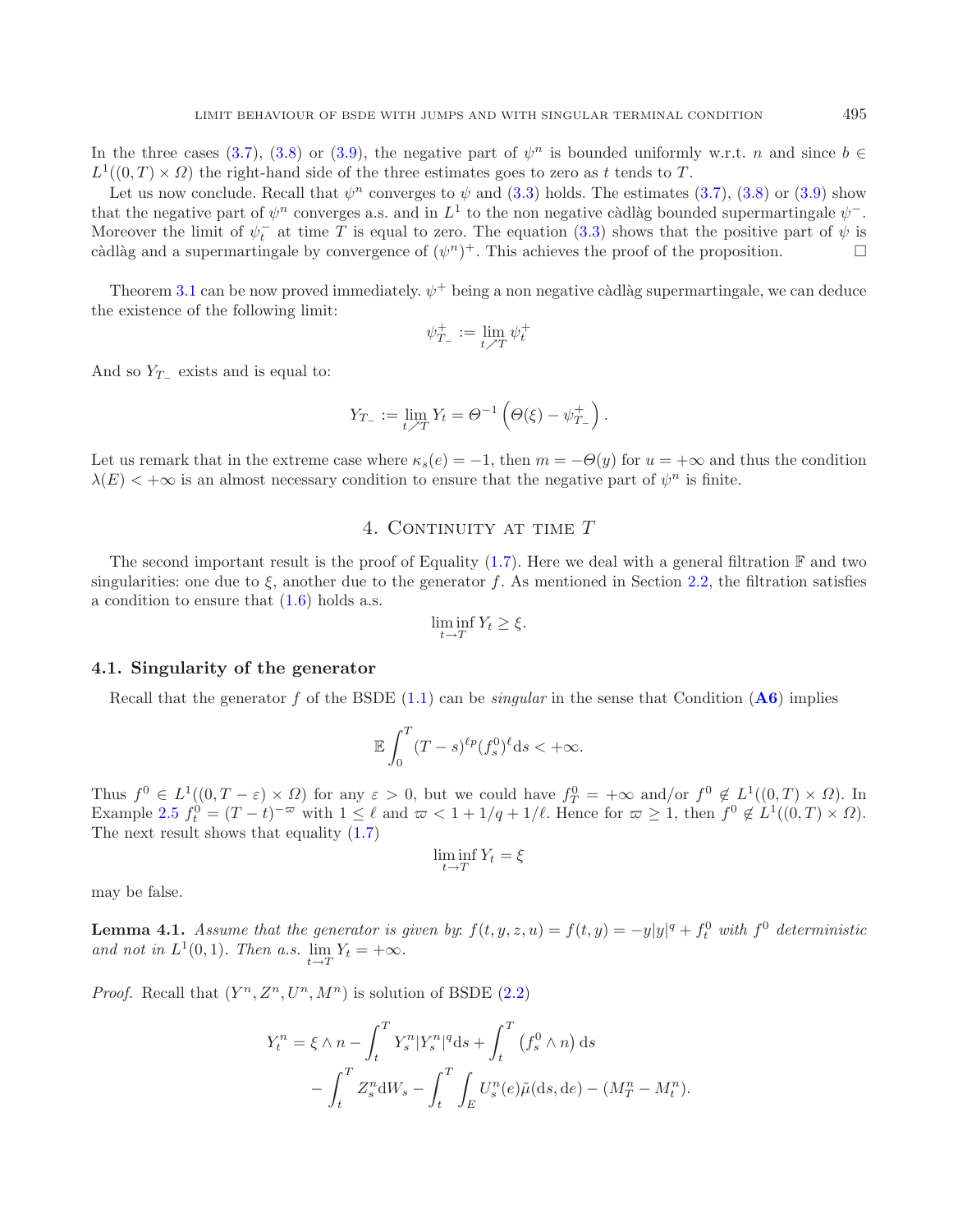In the three cases (3.7), (3.8) or (3.9), the negative part of $\psi^n$ is bounded uniformly w.r.t. $n$ and since $b \in L^1((0,T)\times\Omega)$ the right-hand side of the three estimates goes to zero as $t$ tends to $T$.

Let us now conclude. Recall that $\psi^n$ converges to $\psi$ and (3.3) holds. The estimates (3.7), (3.8) or (3.9) show that the negative part of $\psi^n$ converges a.s. and in $L^1$ to the non negative càdlàg bounded supermartingale $\psi^-$. Moreover the limit of $\psi^-_t$ at time $T$ is equal to zero. The equation (3.3) shows that the positive part of $\psi$ is càdlàg and a supermartingale by convergence of $(\psi^n)^+$. This achieves the proof of the proposition. □

Theorem 3.1 can be now proved immediately. $\psi^+$ being a non negative càdlàg supermartingale, we can deduce the existence of the following limit:

$$\psi^+_{T_-} := \lim_{t \nearrow T} \psi^+_t$$

And so $Y_{T_-}$ exists and is equal to:

$$Y_{T_-} := \lim_{t\nearrow T} Y_t = \Theta^{-1}\left(\Theta(\xi) - \psi^+_{T_-}\right).$$

Let us remark that in the extreme case where $\kappa_s(e) = -1$, then $m = -\Theta(y)$ for $u = +\infty$ and thus the condition $\lambda(E) < +\infty$ is an almost necessary condition to ensure that the negative part of $\psi^n$ is finite.

## 4. Continuity at time $T$

The second important result is the proof of Equality (1.7). Here we deal with a general filtration $\mathbb{F}$ and two singularities: one due to $\xi$, another due to the generator $f$. As mentioned in Section 2.2, the filtration satisfies a condition to ensure that (1.6) holds a.s.

$$\liminf_{t\to T} Y_t \geq \xi.$$

### 4.1. Singularity of the generator

Recall that the generator $f$ of the BSDE (1.1) can be *singular* in the sense that Condition (**A6**) implies

$$\mathbb{E}\int_0^T (T-s)^{\ell p}(f^0_s)^\ell \mathrm{d}s < +\infty.$$

Thus $f^0 \in L^1((0,T-\varepsilon)\times\Omega)$ for any $\varepsilon > 0$, but we could have $f^0_T = +\infty$ and/or $f^0 \notin L^1((0,T)\times\Omega)$. In Example 2.5 $f^0_t = (T-t)^{-\varpi}$ with $1 \leq \ell$ and $\varpi < 1 + 1/q + 1/\ell$. Hence for $\varpi \geq 1$, then $f^0 \notin L^1((0,T)\times\Omega)$. The next result shows that equality (1.7)

$$\liminf_{t\to T} Y_t = \xi$$

may be false.

**Lemma 4.1.** *Assume that the generator is given by: $f(t,y,z,u) = f(t,y) = -y|y|^q + f^0_t$ with $f^0$ deterministic and not in $L^1(0,1)$. Then a.s. $\lim_{t\to T} Y_t = +\infty$.*

*Proof.* Recall that $(Y^n, Z^n, U^n, M^n)$ is solution of BSDE (2.2)

$$\begin{aligned} Y^n_t = \xi \wedge n &- \int_t^T Y^n_s |Y^n_s|^q \mathrm{d}s + \int_t^T \left(f^0_s \wedge n\right)\mathrm{d}s \\ &- \int_t^T Z^n_s \mathrm{d}W_s - \int_t^T \int_E U^n_s(e)\tilde{\mu}(\mathrm{d}s,\mathrm{d}e) - (M^n_T - M^n_t). \end{aligned}$$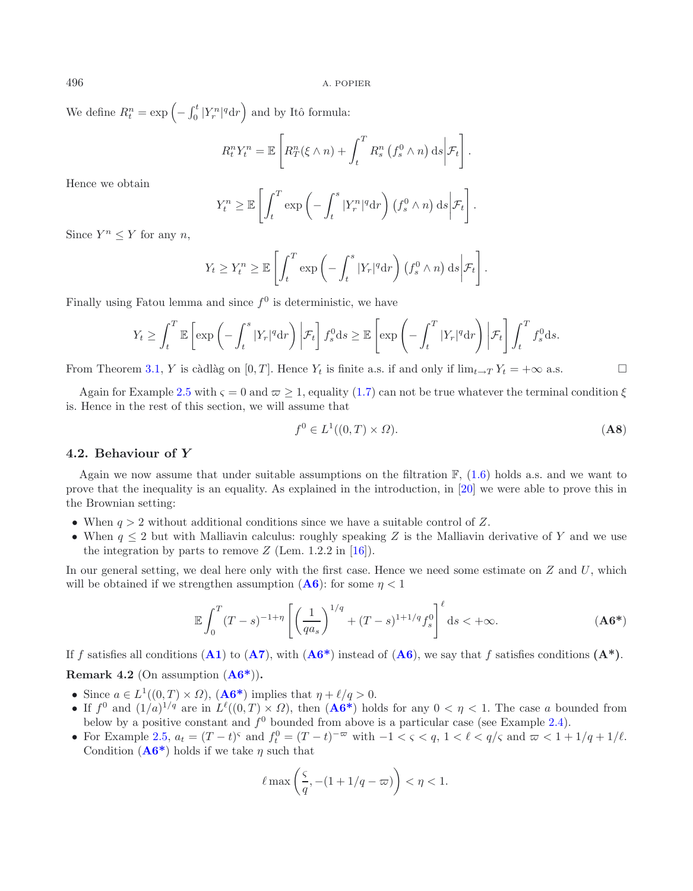We define $R^n_t = \exp\left(-\int_0^t |Y^n_r|^q \mathrm{d}r\right)$ and by Itô formula:

$$R^n_t Y^n_t = \mathbb{E}\left[ R^n_T(\xi \wedge n) + \int_t^T R^n_s \left(f^0_s \wedge n\right) \mathrm{d}s \middle| \mathcal{F}_t \right].$$

Hence we obtain

$$Y^n_t \geq \mathbb{E}\left[ \int_t^T \exp\left(-\int_t^s |Y^n_r|^q \mathrm{d}r\right) \left(f^0_s \wedge n\right) \mathrm{d}s \middle| \mathcal{F}_t \right].$$

Since $Y^n \leq Y$ for any $n$,

$$Y_t \geq Y^n_t \geq \mathbb{E}\left[ \int_t^T \exp\left(-\int_t^s |Y_r|^q \mathrm{d}r\right) \left(f^0_s \wedge n\right) \mathrm{d}s \middle| \mathcal{F}_t \right].$$

Finally using Fatou lemma and since $f^0$ is deterministic, we have

$$Y_t \geq \int_t^T \mathbb{E}\left[ \exp\left(-\int_t^s |Y_r|^q \mathrm{d}r\right) \middle| \mathcal{F}_t \right] f^0_s \mathrm{d}s \geq \mathbb{E}\left[ \exp\left(-\int_t^T |Y_r|^q \mathrm{d}r\right) \middle| \mathcal{F}_t \right] \int_t^T f^0_s \mathrm{d}s.$$

From Theorem 3.1, $Y$ is càdlàg on $[0, T]$. Hence $Y_t$ is finite a.s. if and only if $\lim_{t\to T} Y_t = +\infty$ a.s. □

Again for Example 2.5 with $\varsigma = 0$ and $\varpi \geq 1$, equality (1.7) can not be true whatever the terminal condition $\xi$ is. Hence in the rest of this section, we will assume that

$$f^0 \in L^1((0, T) \times \Omega). \tag{A8}$$

## 4.2. Behaviour of $Y$

Again we now assume that under suitable assumptions on the filtration $\mathbb{F}$, (1.6) holds a.s. and we want to prove that the inequality is an equality. As explained in the introduction, in [20] we were able to prove this in the Brownian setting:

- When $q > 2$ without additional conditions since we have a suitable control of $Z$.
- When $q \leq 2$ but with Malliavin calculus: roughly speaking $Z$ is the Malliavin derivative of $Y$ and we use the integration by parts to remove $Z$ (Lem. 1.2.2 in [16]).

In our general setting, we deal here only with the first case. Hence we need some estimate on $Z$ and $U$, which will be obtained if we strengthen assumption (**A6**): for some $\eta < 1$

$$\mathbb{E}\int_0^T (T-s)^{-1+\eta} \left[ \left(\frac{1}{q a_s}\right)^{1/q} + (T-s)^{1+1/q} f^0_s \right]^\ell \mathrm{d}s < +\infty. \tag{A6*}$$

If $f$ satisfies all conditions (**A1**) to (**A7**), with (**A6\***) instead of (**A6**), we say that $f$ satisfies conditions **(A\*)**.

**Remark 4.2** (On assumption (**A6\***))**.**

- Since $a \in L^1((0, T) \times \Omega)$, (**A6\***) implies that $\eta + \ell/q > 0$.
- If $f^0$ and $(1/a)^{1/q}$ are in $L^\ell((0, T) \times \Omega)$, then (**A6\***) holds for any $0 < \eta < 1$. The case $a$ bounded from below by a positive constant and $f^0$ bounded from above is a particular case (see Example 2.4).
- For Example 2.5, $a_t = (T-t)^\varsigma$ and $f^0_t = (T-t)^{-\varpi}$ with $-1 < \varsigma < q$, $1 < \ell < q/\varsigma$ and $\varpi < 1 + 1/q + 1/\ell$. Condition (**A6\***) holds if we take $\eta$ such that

$$\ell \max\left(\frac{\varsigma}{q}, -(1 + 1/q - \varpi)\right) < \eta < 1.$$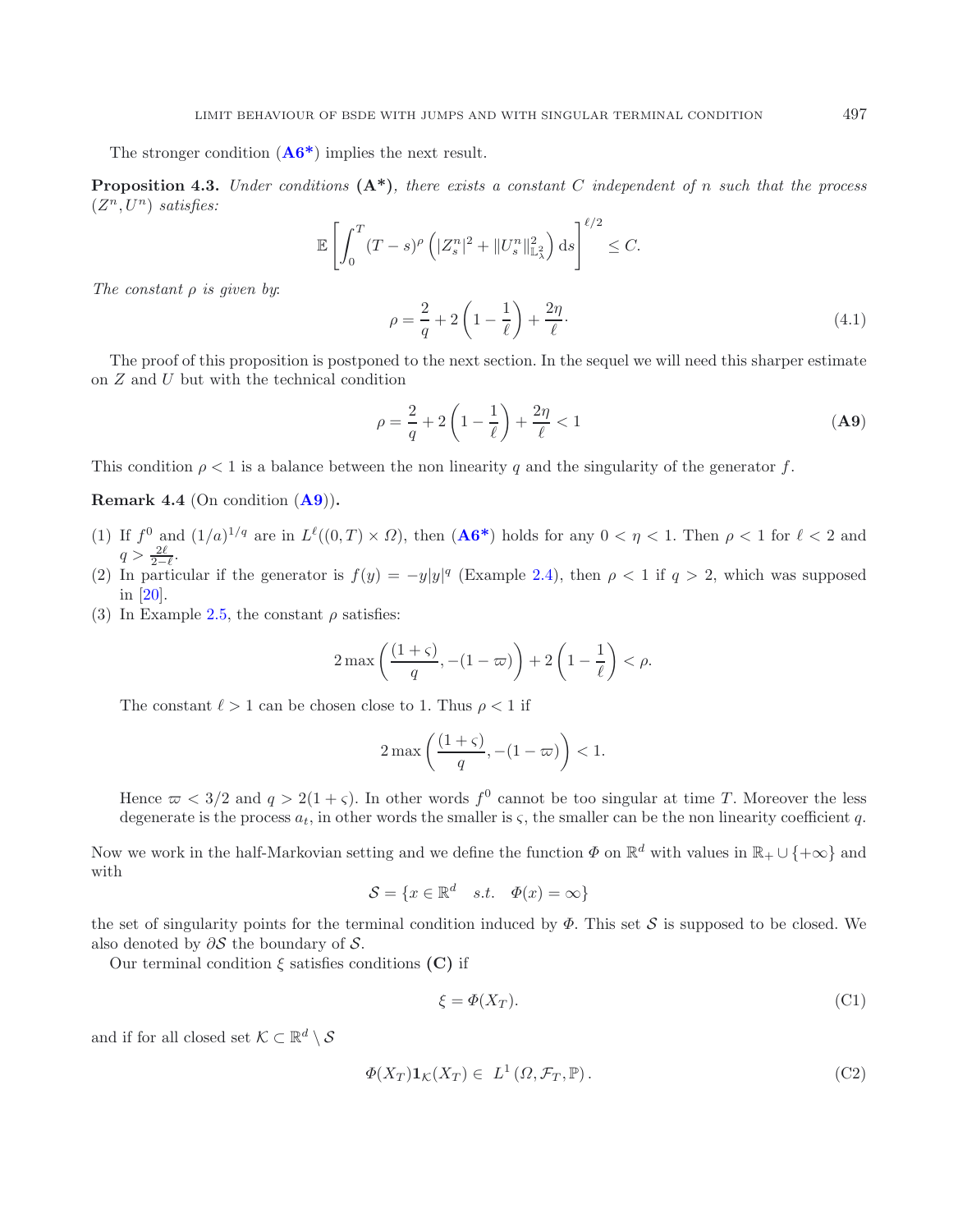The stronger condition (**A6***) implies the next result.

**Proposition 4.3.** *Under conditions* **(A*)**, *there exists a constant $C$ independent of $n$ such that the process $(Z^n, U^n)$ satisfies:*

$$\mathbb{E}\left[\int_0^T (T-s)^\rho \left(|Z^n_s|^2 + \|U^n_s\|^2_{\mathbb{L}^2_\lambda}\right) \mathrm{d}s\right]^{\ell/2} \leq C.$$

*The constant $\rho$ is given by*:

$$\rho = \frac{2}{q} + 2\left(1 - \frac{1}{\ell}\right) + \frac{2\eta}{\ell}\cdot \tag{4.1}$$

The proof of this proposition is postponed to the next section. In the sequel we will need this sharper estimate on $Z$ and $U$ but with the technical condition

$$\rho = \frac{2}{q} + 2\left(1 - \frac{1}{\ell}\right) + \frac{2\eta}{\ell} < 1 \tag{A9}$$

This condition $\rho < 1$ is a balance between the non linearity $q$ and the singularity of the generator $f$.

**Remark 4.4** (On condition (**A9**))**.**

1. If $f^0$ and $(1/a)^{1/q}$ are in $L^\ell((0,T)\times\Omega)$, then (**A6***) holds for any $0 < \eta < 1$. Then $\rho < 1$ for $\ell < 2$ and $q > \frac{2\ell}{2-\ell}$.
2. In particular if the generator is $f(y) = -y|y|^q$ (Example 2.4), then $\rho < 1$ if $q > 2$, which was supposed in [20].
3. In Example 2.5, the constant $\rho$ satisfies:

   $$2\max\left(\frac{(1+\varsigma)}{q}, -(1-\varpi)\right) + 2\left(1 - \frac{1}{\ell}\right) < \rho.$$

   The constant $\ell > 1$ can be chosen close to 1. Thus $\rho < 1$ if

   $$2\max\left(\frac{(1+\varsigma)}{q}, -(1-\varpi)\right) < 1.$$

   Hence $\varpi < 3/2$ and $q > 2(1+\varsigma)$. In other words $f^0$ cannot be too singular at time $T$. Moreover the less degenerate is the process $a_t$, in other words the smaller is $\varsigma$, the smaller can be the non linearity coefficient $q$.

Now we work in the half-Markovian setting and we define the function $\Phi$ on $\mathbb{R}^d$ with values in $\mathbb{R}_+ \cup \{+\infty\}$ and with

$$\mathcal{S} = \{x \in \mathbb{R}^d \quad s.t. \quad \Phi(x) = \infty\}$$

the set of singularity points for the terminal condition induced by $\Phi$. This set $\mathcal{S}$ is supposed to be closed. We also denoted by $\partial\mathcal{S}$ the boundary of $\mathcal{S}$.

Our terminal condition $\xi$ satisfies conditions **(C)** if

$$\xi = \Phi(X_T). \tag{C1}$$

and if for all closed set $\mathcal{K} \subset \mathbb{R}^d \setminus \mathcal{S}$

$$\Phi(X_T)\mathbf{1}_{\mathcal{K}}(X_T) \in L^1(\Omega, \mathcal{F}_T, \mathbb{P}). \tag{C2}$$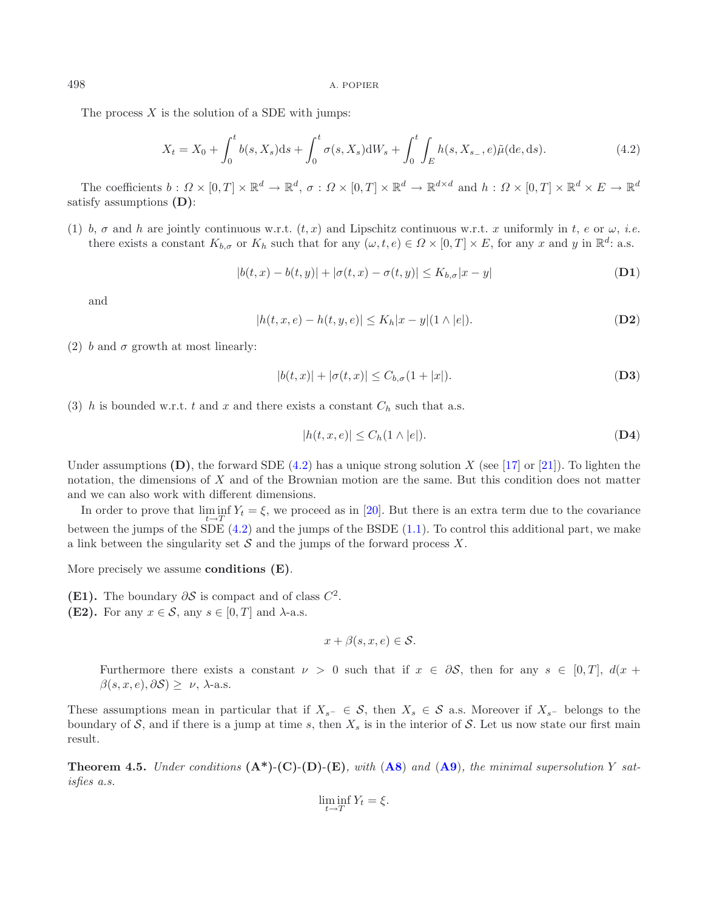The process $X$ is the solution of a SDE with jumps:

$$X_t = X_0 + \int_0^t b(s, X_s)\mathrm{d}s + \int_0^t \sigma(s, X_s)\mathrm{d}W_s + \int_0^t \int_E h(s, X_{s_-}, e)\tilde{\mu}(\mathrm{d}e, \mathrm{d}s). \tag{4.2}$$

The coefficients $b : \Omega \times [0,T] \times \mathbb{R}^d \to \mathbb{R}^d$, $\sigma : \Omega \times [0,T] \times \mathbb{R}^d \to \mathbb{R}^{d\times d}$ and $h : \Omega \times [0,T] \times \mathbb{R}^d \times E \to \mathbb{R}^d$ satisfy assumptions **(D)**:

(1) $b$, $\sigma$ and $h$ are jointly continuous w.r.t. $(t, x)$ and Lipschitz continuous w.r.t. $x$ uniformly in $t$, $e$ or $\omega$, *i.e.* there exists a constant $K_{b,\sigma}$ or $K_h$ such that for any $(\omega, t, e) \in \Omega \times [0,T] \times E$, for any $x$ and $y$ in $\mathbb{R}^d$: a.s.

$$|b(t,x) - b(t,y)| + |\sigma(t,x) - \sigma(t,y)| \le K_{b,\sigma}|x - y| \tag{D1}$$

and

$$|h(t,x,e) - h(t,y,e)| \le K_h|x - y|(1 \wedge |e|). \tag{D2}$$

(2) $b$ and $\sigma$ growth at most linearly:

$$|b(t,x)| + |\sigma(t,x)| \le C_{b,\sigma}(1 + |x|). \tag{D3}$$

(3) $h$ is bounded w.r.t. $t$ and $x$ and there exists a constant $C_h$ such that a.s.

$$|h(t,x,e)| \le C_h(1 \wedge |e|). \tag{D4}$$

Under assumptions **(D)**, the forward SDE (4.2) has a unique strong solution $X$ (see [17] or [21]). To lighten the notation, the dimensions of $X$ and of the Brownian motion are the same. But this condition does not matter and we can also work with different dimensions.

In order to prove that $\liminf_{t\to T} Y_t = \xi$, we proceed as in [20]. But there is an extra term due to the covariance between the jumps of the SDE (4.2) and the jumps of the BSDE (1.1). To control this additional part, we make a link between the singularity set $\mathcal{S}$ and the jumps of the forward process $X$.

More precisely we assume **conditions (E)**.

**(E1).** The boundary $\partial\mathcal{S}$ is compact and of class $C^2$.

**(E2).** For any $x \in \mathcal{S}$, any $s \in [0,T]$ and $\lambda$-a.s.

$$x + \beta(s, x, e) \in \mathcal{S}.$$

Furthermore there exists a constant $\nu > 0$ such that if $x \in \partial\mathcal{S}$, then for any $s \in [0,T]$, $d(x + \beta(s,x,e), \partial\mathcal{S}) \ge \nu$, $\lambda$-a.s.

These assumptions mean in particular that if $X_{s^-} \in \mathcal{S}$, then $X_s \in \mathcal{S}$ a.s. Moreover if $X_{s^-}$ belongs to the boundary of $\mathcal{S}$, and if there is a jump at time $s$, then $X_s$ is in the interior of $\mathcal{S}$. Let us now state our first main result.

**Theorem 4.5.** *Under conditions* **(A\*)-(C)-(D)-(E)**, *with* (**A8**) *and* (**A9**), *the minimal supersolution* $Y$ *satisfies a.s.*

$$\liminf_{t\to T} Y_t = \xi.$$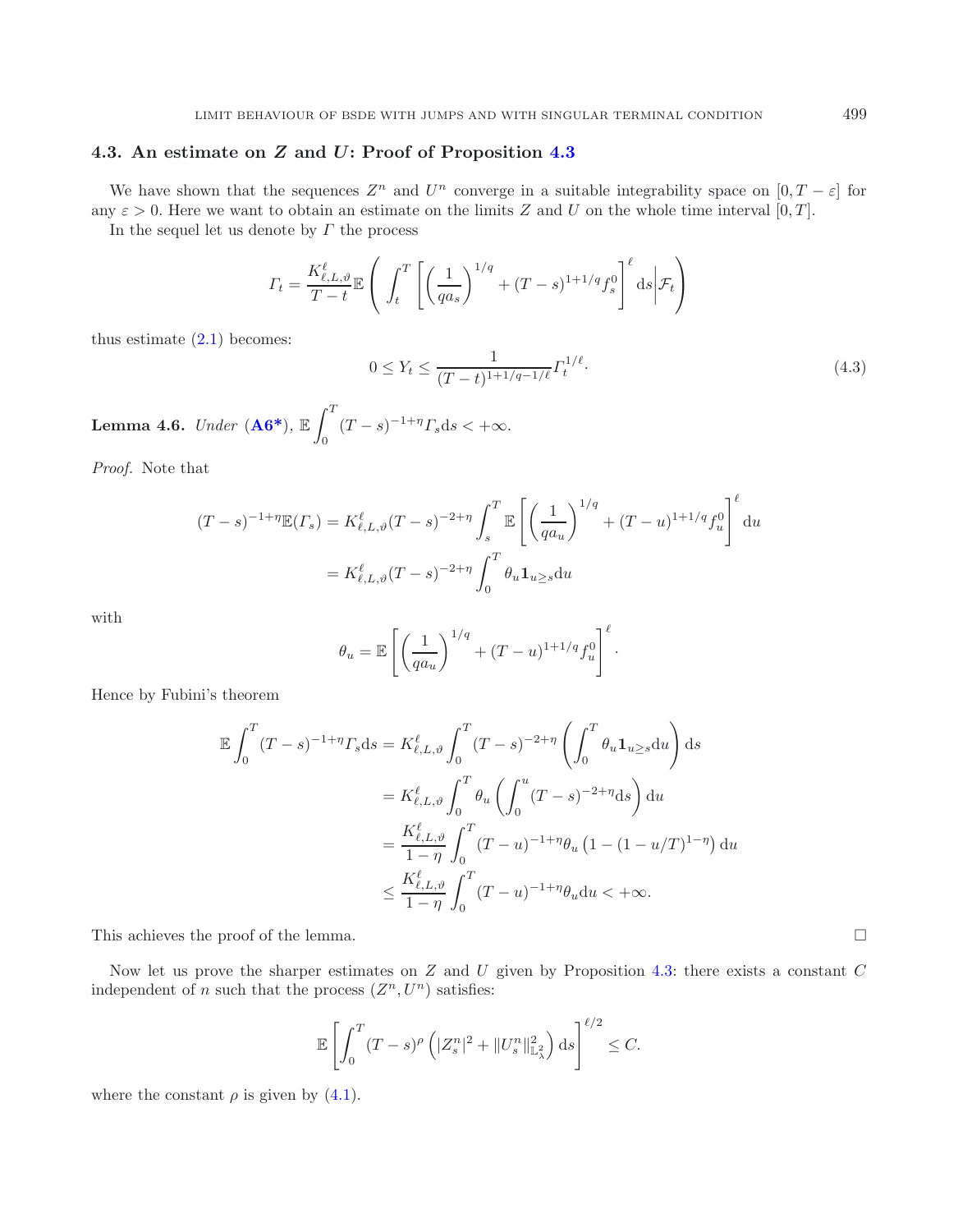### 4.3. An estimate on $Z$ and $U$: Proof of Proposition 4.3

We have shown that the sequences $Z^n$ and $U^n$ converge in a suitable integrability space on $[0, T-\varepsilon]$ for any $\varepsilon > 0$. Here we want to obtain an estimate on the limits $Z$ and $U$ on the whole time interval $[0, T]$.

In the sequel let us denote by $\Gamma$ the process

$$\Gamma_t = \frac{K^\ell_{\ell,L,\vartheta}}{T-t} \mathbb{E}\left( \int_t^T \left[ \left(\frac{1}{qa_s}\right)^{1/q} + (T-s)^{1+1/q} f^0_s \right]^\ell \mathrm{d}s \middle| \mathcal{F}_t \right)$$

thus estimate (2.1) becomes:

$$0 \leq Y_t \leq \frac{1}{(T-t)^{1+1/q-1/\ell}} \Gamma_t^{1/\ell}. \tag{4.3}$$

**Lemma 4.6.** *Under* (**A6***), $\mathbb{E} \displaystyle\int_0^T (T-s)^{-1+\eta} \Gamma_s \mathrm{d}s < +\infty$.

*Proof.* Note that

$$\begin{aligned}
(T-s)^{-1+\eta} \mathbb{E}(\Gamma_s) &= K^\ell_{\ell,L,\vartheta} (T-s)^{-2+\eta} \int_s^T \mathbb{E}\left[ \left(\frac{1}{qa_u}\right)^{1/q} + (T-u)^{1+1/q} f^0_u \right]^\ell \mathrm{d}u \\
&= K^\ell_{\ell,L,\vartheta} (T-s)^{-2+\eta} \int_0^T \theta_u \mathbf{1}_{u \geq s} \mathrm{d}u
\end{aligned}$$

with

$$\theta_u = \mathbb{E}\left[ \left(\frac{1}{qa_u}\right)^{1/q} + (T-u)^{1+1/q} f^0_u \right]^\ell.$$

Hence by Fubini's theorem

$$\begin{aligned}
\mathbb{E} \int_0^T (T-s)^{-1+\eta} \Gamma_s \mathrm{d}s &= K^\ell_{\ell,L,\vartheta} \int_0^T (T-s)^{-2+\eta} \left( \int_0^T \theta_u \mathbf{1}_{u \geq s} \mathrm{d}u \right) \mathrm{d}s \\
&= K^\ell_{\ell,L,\vartheta} \int_0^T \theta_u \left( \int_0^u (T-s)^{-2+\eta} \mathrm{d}s \right) \mathrm{d}u \\
&= \frac{K^\ell_{\ell,L,\vartheta}}{1-\eta} \int_0^T (T-u)^{-1+\eta} \theta_u \left( 1 - (1-u/T)^{1-\eta} \right) \mathrm{d}u \\
&\leq \frac{K^\ell_{\ell,L,\vartheta}}{1-\eta} \int_0^T (T-u)^{-1+\eta} \theta_u \mathrm{d}u < +\infty.
\end{aligned}$$

This achieves the proof of the lemma. $\square$

Now let us prove the sharper estimates on $Z$ and $U$ given by Proposition 4.3: there exists a constant $C$ independent of $n$ such that the process $(Z^n, U^n)$ satisfies:

$$\mathbb{E}\left[ \int_0^T (T-s)^\rho \left( |Z^n_s|^2 + \|U^n_s\|^2_{\mathbb{L}^2_\lambda} \right) \mathrm{d}s \right]^{\ell/2} \leq C.$$

where the constant $\rho$ is given by (4.1).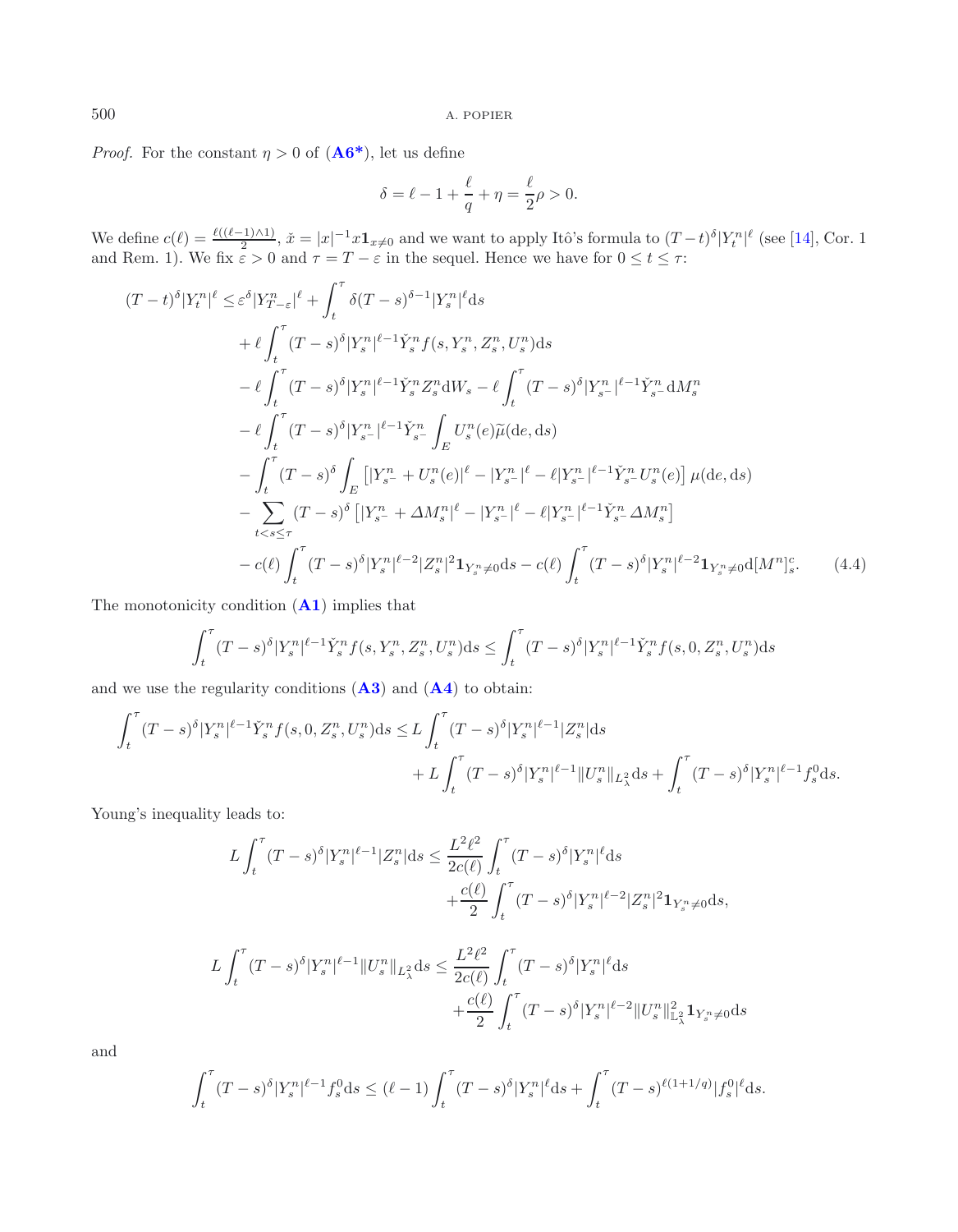*Proof.* For the constant $\eta > 0$ of (**A6***), let us define

$$\delta = \ell - 1 + \frac{\ell}{q} + \eta = \frac{\ell}{2}\rho > 0.$$

We define $c(\ell) = \frac{\ell((\ell-1)\wedge 1)}{2}$, $\check{x} = |x|^{-1}x\mathbf{1}_{x\neq 0}$ and we want to apply Itô's formula to $(T-t)^\delta |Y^n_t|^\ell$ (see [14], Cor. 1 and Rem. 1). We fix $\varepsilon > 0$ and $\tau = T - \varepsilon$ in the sequel. Hence we have for $0 \leq t \leq \tau$:

$$\begin{aligned}
(T-t)^\delta |Y^n_t|^\ell \leq & \varepsilon^\delta |Y^n_{T-\varepsilon}|^\ell + \int_t^\tau \delta (T-s)^{\delta-1}|Y^n_s|^\ell \mathrm{d}s \\
& + \ell \int_t^\tau (T-s)^\delta |Y^n_s|^{\ell-1}\check{Y}^n_s f(s, Y^n_s, Z^n_s, U^n_s)\mathrm{d}s \\
& - \ell \int_t^\tau (T-s)^\delta |Y^n_s|^{\ell-1}\check{Y}^n_s Z^n_s \mathrm{d}W_s - \ell \int_t^\tau (T-s)^\delta |Y^n_{s^-}|^{\ell-1}\check{Y}^n_{s^-}\mathrm{d}M^n_s \\
& - \ell \int_t^\tau (T-s)^\delta |Y^n_{s^-}|^{\ell-1}\check{Y}^n_{s^-}\int_E U^n_s(e)\widetilde{\mu}(\mathrm{d}e, \mathrm{d}s) \\
& - \int_t^\tau (T-s)^\delta \int_E \left[ |Y^n_{s^-} + U^n_s(e)|^\ell - |Y^n_{s^-}|^\ell - \ell |Y^n_{s^-}|^{\ell-1}\check{Y}^n_{s^-}U^n_s(e)\right] \mu(\mathrm{d}e, \mathrm{d}s) \\
& - \sum_{t < s \leq \tau} (T-s)^\delta \left[ |Y^n_{s^-} + \Delta M^n_s|^\ell - |Y^n_{s^-}|^\ell - \ell |Y^n_{s^-}|^{\ell-1}\check{Y}^n_{s^-}\Delta M^n_s \right] \\
& - c(\ell)\int_t^\tau (T-s)^\delta |Y^n_s|^{\ell-2}|Z^n_s|^2 \mathbf{1}_{Y^n_s\neq 0}\mathrm{d}s - c(\ell)\int_t^\tau (T-s)^\delta |Y^n_s|^{\ell-2}\mathbf{1}_{Y^n_s\neq 0}\mathrm{d}[M^n]^c_s.
\end{aligned} \tag{4.4}$$

The monotonicity condition (**A1**) implies that

$$\int_t^\tau (T-s)^\delta |Y^n_s|^{\ell-1}\check{Y}^n_s f(s, Y^n_s, Z^n_s, U^n_s)\mathrm{d}s \leq \int_t^\tau (T-s)^\delta |Y^n_s|^{\ell-1}\check{Y}^n_s f(s, 0, Z^n_s, U^n_s)\mathrm{d}s$$

and we use the regularity conditions (**A3**) and (**A4**) to obtain:

$$\begin{aligned}
\int_t^\tau (T-s)^\delta |Y^n_s|^{\ell-1}\check{Y}^n_s f(s, 0, Z^n_s, U^n_s)\mathrm{d}s \leq & L \int_t^\tau (T-s)^\delta |Y^n_s|^{\ell-1}|Z^n_s|\mathrm{d}s \\
& + L \int_t^\tau (T-s)^\delta |Y^n_s|^{\ell-1}\|U^n_s\|_{L^2_\lambda}\mathrm{d}s + \int_t^\tau (T-s)^\delta |Y^n_s|^{\ell-1}f^0_s \mathrm{d}s.
\end{aligned}$$

Young's inequality leads to:

$$\begin{aligned}
L \int_t^\tau (T-s)^\delta |Y^n_s|^{\ell-1}|Z^n_s|\mathrm{d}s \leq & \frac{L^2\ell^2}{2c(\ell)}\int_t^\tau (T-s)^\delta |Y^n_s|^\ell \mathrm{d}s \\
& + \frac{c(\ell)}{2}\int_t^\tau (T-s)^\delta |Y^n_s|^{\ell-2}|Z^n_s|^2 \mathbf{1}_{Y^n_s\neq 0}\mathrm{d}s,
\end{aligned}$$

$$\begin{aligned}
L \int_t^\tau (T-s)^\delta |Y^n_s|^{\ell-1}\|U^n_s\|_{L^2_\lambda}\mathrm{d}s \leq & \frac{L^2\ell^2}{2c(\ell)}\int_t^\tau (T-s)^\delta |Y^n_s|^\ell \mathrm{d}s \\
& + \frac{c(\ell)}{2}\int_t^\tau (T-s)^\delta |Y^n_s|^{\ell-2}\|U^n_s\|^2_{\mathbb{L}^2_\lambda}\mathbf{1}_{Y^n_s\neq 0}\mathrm{d}s
\end{aligned}$$

and

$$\int_t^\tau (T-s)^\delta |Y^n_s|^{\ell-1}f^0_s \mathrm{d}s \leq (\ell-1)\int_t^\tau (T-s)^\delta |Y^n_s|^\ell \mathrm{d}s + \int_t^\tau (T-s)^{\ell(1+1/q)}|f^0_s|^\ell \mathrm{d}s.$$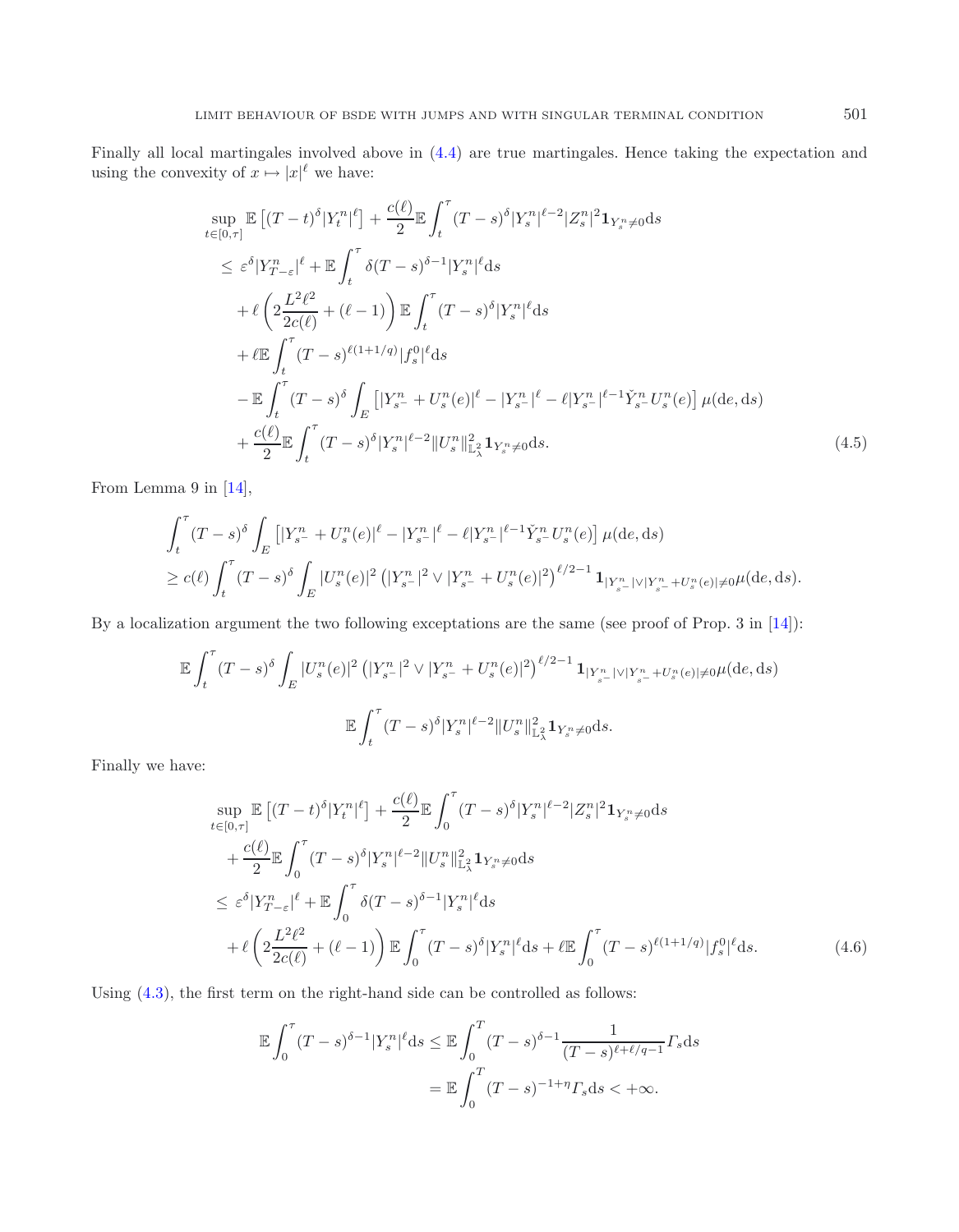Finally all local martingales involved above in (4.4) are true martingales. Hence taking the expectation and using the convexity of $x \mapsto |x|^\ell$ we have:

$$
\begin{aligned}
&\sup_{t\in[0,\tau]} \mathbb{E}\left[(T-t)^\delta |Y^n_t|^\ell\right] + \frac{c(\ell)}{2}\mathbb{E}\int_t^\tau (T-s)^\delta |Y^n_s|^{\ell-2}|Z^n_s|^2 \mathbf{1}_{Y^n_s\neq 0}\mathrm{d}s \\
&\leq \varepsilon^\delta |Y^n_{T-\varepsilon}|^\ell + \mathbb{E}\int_t^\tau \delta (T-s)^{\delta-1}|Y^n_s|^\ell \mathrm{d}s \\
&\quad + \ell\left(2\frac{L^2\ell^2}{2c(\ell)} + (\ell-1)\right)\mathbb{E}\int_t^\tau (T-s)^\delta |Y^n_s|^\ell \mathrm{d}s \\
&\quad + \ell \mathbb{E}\int_t^\tau (T-s)^{\ell(1+1/q)}|f^0_s|^\ell \mathrm{d}s \\
&\quad - \mathbb{E}\int_t^\tau (T-s)^\delta \int_E \left[|Y^n_{s^-} + U^n_s(e)|^\ell - |Y^n_{s^-}|^\ell - \ell |Y^n_{s^-}|^{\ell-1}\check{Y}^n_{s^-}U^n_s(e)\right]\mu(\mathrm{d}e,\mathrm{d}s) \\
&\quad + \frac{c(\ell)}{2}\mathbb{E}\int_t^\tau (T-s)^\delta |Y^n_s|^{\ell-2}\|U^n_s\|^2_{\mathbb{L}^2_\lambda}\mathbf{1}_{Y^n_s\neq 0}\mathrm{d}s.
\end{aligned}
\tag{4.5}
$$

From Lemma 9 in [14],

$$
\begin{aligned}
&\int_t^\tau (T-s)^\delta \int_E \left[|Y^n_{s^-} + U^n_s(e)|^\ell - |Y^n_{s^-}|^\ell - \ell |Y^n_{s^-}|^{\ell-1}\check{Y}^n_{s^-}U^n_s(e)\right]\mu(\mathrm{d}e,\mathrm{d}s) \\
&\geq c(\ell)\int_t^\tau (T-s)^\delta \int_E |U^n_s(e)|^2 \left(|Y^n_{s^-}|^2 \vee |Y^n_{s^-} + U^n_s(e)|^2\right)^{\ell/2-1}\mathbf{1}_{|Y^n_{s^-}|\vee|Y^n_{s^-}+U^n_s(e)|\neq 0}\mu(\mathrm{d}e,\mathrm{d}s).
\end{aligned}
$$

By a localization argument the two following exceptations are the same (see proof of Prop. 3 in [14]):

$$
\mathbb{E}\int_t^\tau (T-s)^\delta \int_E |U^n_s(e)|^2 \left(|Y^n_{s^-}|^2 \vee |Y^n_{s^-} + U^n_s(e)|^2\right)^{\ell/2-1}\mathbf{1}_{|Y^n_{s^-}|\vee|Y^n_{s^-}+U^n_s(e)|\neq 0}\mu(\mathrm{d}e,\mathrm{d}s)
$$

$$
\mathbb{E}\int_t^\tau (T-s)^\delta |Y^n_s|^{\ell-2}\|U^n_s\|^2_{\mathbb{L}^2_\lambda}\mathbf{1}_{Y^n_s\neq 0}\mathrm{d}s.
$$

Finally we have:

$$
\begin{aligned}
&\sup_{t\in[0,\tau]} \mathbb{E}\left[(T-t)^\delta |Y^n_t|^\ell\right] + \frac{c(\ell)}{2}\mathbb{E}\int_0^\tau (T-s)^\delta |Y^n_s|^{\ell-2}|Z^n_s|^2 \mathbf{1}_{Y^n_s\neq 0}\mathrm{d}s \\
&\quad + \frac{c(\ell)}{2}\mathbb{E}\int_0^\tau (T-s)^\delta |Y^n_s|^{\ell-2}\|U^n_s\|^2_{\mathbb{L}^2_\lambda}\mathbf{1}_{Y^n_s\neq 0}\mathrm{d}s \\
&\leq \varepsilon^\delta |Y^n_{T-\varepsilon}|^\ell + \mathbb{E}\int_0^\tau \delta (T-s)^{\delta-1}|Y^n_s|^\ell \mathrm{d}s \\
&\quad + \ell\left(2\frac{L^2\ell^2}{2c(\ell)} + (\ell-1)\right)\mathbb{E}\int_0^\tau (T-s)^\delta |Y^n_s|^\ell \mathrm{d}s + \ell \mathbb{E}\int_0^\tau (T-s)^{\ell(1+1/q)}|f^0_s|^\ell \mathrm{d}s.
\end{aligned}
\tag{4.6}
$$

Using (4.3), the first term on the right-hand side can be controlled as follows:

$$
\begin{aligned}
\mathbb{E}\int_0^\tau (T-s)^{\delta-1}|Y^n_s|^\ell \mathrm{d}s &\leq \mathbb{E}\int_0^T (T-s)^{\delta-1}\frac{1}{(T-s)^{\ell+\ell/q-1}}\Gamma_s \mathrm{d}s \\
&= \mathbb{E}\int_0^T (T-s)^{-1+\eta}\Gamma_s \mathrm{d}s < +\infty.
\end{aligned}
$$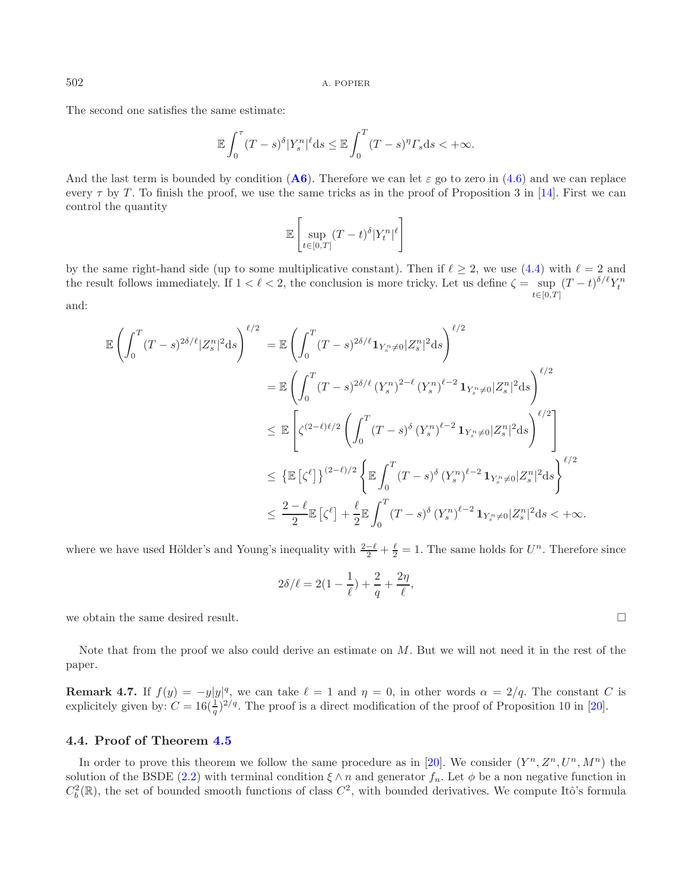The second one satisfies the same estimate:

$$\mathbb{E}\int_0^\tau (T-s)^\delta |Y_s^n|^\ell \mathrm{d}s \leq \mathbb{E}\int_0^T (T-s)^\eta \Gamma_s \mathrm{d}s < +\infty.$$

And the last term is bounded by condition (**A6**). Therefore we can let $\varepsilon$ go to zero in (4.6) and we can replace every $\tau$ by $T$. To finish the proof, we use the same tricks as in the proof of Proposition 3 in [14]. First we can control the quantity

$$\mathbb{E}\left[\sup_{t\in[0,T]} (T-t)^\delta |Y_t^n|^\ell\right]$$

by the same right-hand side (up to some multiplicative constant). Then if $\ell \geq 2$, we use (4.4) with $\ell = 2$ and the result follows immediately. If $1 < \ell < 2$, the conclusion is more tricky. Let us define $\zeta = \sup_{t\in[0,T]} (T-t)^{\delta/\ell} Y_t^n$ and:

$$\begin{aligned}
\mathbb{E}\left(\int_0^T (T-s)^{2\delta/\ell}|Z_s^n|^2 \mathrm{d}s\right)^{\ell/2} &= \mathbb{E}\left(\int_0^T (T-s)^{2\delta/\ell}\mathbf{1}_{Y_s^n\neq 0}|Z_s^n|^2 \mathrm{d}s\right)^{\ell/2} \\
&= \mathbb{E}\left(\int_0^T (T-s)^{2\delta/\ell}\left(Y_s^n\right)^{2-\ell}\left(Y_s^n\right)^{\ell-2}\mathbf{1}_{Y_s^n\neq 0}|Z_s^n|^2 \mathrm{d}s\right)^{\ell/2} \\
&\leq \mathbb{E}\left[\zeta^{(2-\ell)\ell/2}\left(\int_0^T (T-s)^{\delta}\left(Y_s^n\right)^{\ell-2}\mathbf{1}_{Y_s^n\neq 0}|Z_s^n|^2 \mathrm{d}s\right)^{\ell/2}\right] \\
&\leq \left\{\mathbb{E}\left[\zeta^\ell\right]\right\}^{(2-\ell)/2}\left\{\mathbb{E}\int_0^T (T-s)^{\delta}\left(Y_s^n\right)^{\ell-2}\mathbf{1}_{Y_s^n\neq 0}|Z_s^n|^2 \mathrm{d}s\right\}^{\ell/2} \\
&\leq \frac{2-\ell}{2}\mathbb{E}\left[\zeta^\ell\right] + \frac{\ell}{2}\mathbb{E}\int_0^T (T-s)^{\delta}\left(Y_s^n\right)^{\ell-2}\mathbf{1}_{Y_s^n\neq 0}|Z_s^n|^2 \mathrm{d}s < +\infty.
\end{aligned}$$

where we have used Hölder's and Young's inequality with $\frac{2-\ell}{2} + \frac{\ell}{2} = 1$. The same holds for $U^n$. Therefore since

$$2\delta/\ell = 2(1-\frac{1}{\ell}) + \frac{2}{q} + \frac{2\eta}{\ell},$$

we obtain the same desired result. □

Note that from the proof we also could derive an estimate on $M$. But we will not need it in the rest of the paper.

**Remark 4.7.** If $f(y) = -y|y|^q$, we can take $\ell = 1$ and $\eta = 0$, in other words $\alpha = 2/q$. The constant $C$ is explicitely given by: $C = 16(\frac{1}{q})^{2/q}$. The proof is a direct modification of the proof of Proposition 10 in [20].

### 4.4. Proof of Theorem 4.5

In order to prove this theorem we follow the same procedure as in [20]. We consider $(Y^n, Z^n, U^n, M^n)$ the solution of the BSDE (2.2) with terminal condition $\xi \wedge n$ and generator $f_n$. Let $\phi$ be a non negative function in $C_b^2(\mathbb{R})$, the set of bounded smooth functions of class $C^2$, with bounded derivatives. We compute Itô's formula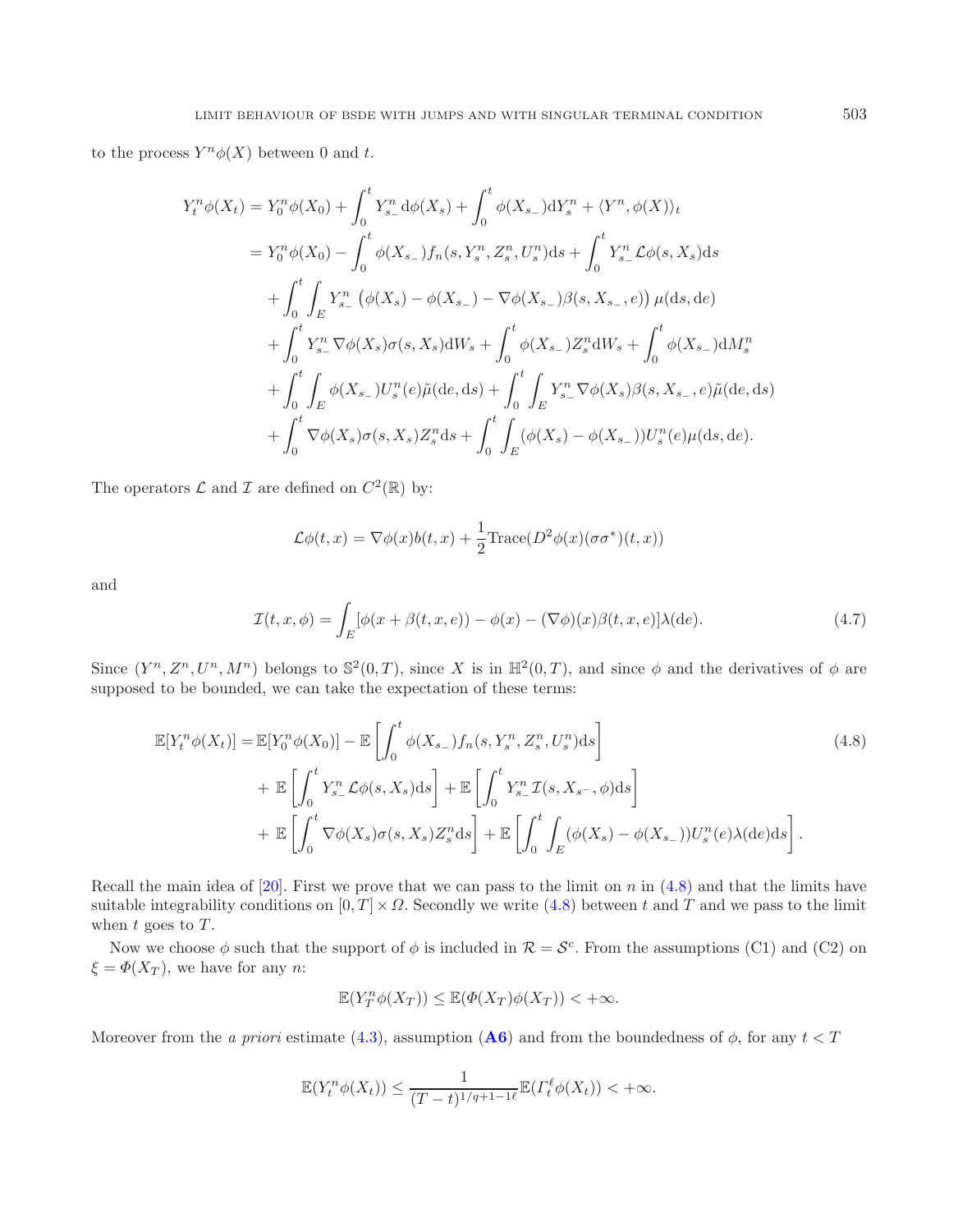to the process $Y^n\phi(X)$ between 0 and $t$.

$$
\begin{aligned}
Y_t^n \phi(X_t) &= Y_0^n \phi(X_0) + \int_0^t Y_{s_-}^n \mathrm{d}\phi(X_s) + \int_0^t \phi(X_{s_-}) \mathrm{d}Y_s^n + \langle Y^n, \phi(X) \rangle_t \\
&= Y_0^n \phi(X_0) - \int_0^t \phi(X_{s_-}) f_n(s, Y_s^n, Z_s^n, U_s^n) \mathrm{d}s + \int_0^t Y_{s_-}^n \mathcal{L}\phi(s, X_s) \mathrm{d}s \\
&\quad + \int_0^t \int_E Y_{s_-}^n \left( \phi(X_s) - \phi(X_{s_-}) - \nabla\phi(X_{s_-}) \beta(s, X_{s_-}, e) \right) \mu(\mathrm{d}s, \mathrm{d}e) \\
&\quad + \int_0^t Y_{s_-}^n \nabla\phi(X_s) \sigma(s, X_s) \mathrm{d}W_s + \int_0^t \phi(X_{s_-}) Z_s^n \mathrm{d}W_s + \int_0^t \phi(X_{s_-}) \mathrm{d}M_s^n \\
&\quad + \int_0^t \int_E \phi(X_{s_-}) U_s^n(e) \tilde{\mu}(\mathrm{d}e, \mathrm{d}s) + \int_0^t \int_E Y_{s_-}^n \nabla\phi(X_s) \beta(s, X_{s_-}, e) \tilde{\mu}(\mathrm{d}e, \mathrm{d}s) \\
&\quad + \int_0^t \nabla\phi(X_s) \sigma(s, X_s) Z_s^n \mathrm{d}s + \int_0^t \int_E (\phi(X_s) - \phi(X_{s_-})) U_s^n(e) \mu(\mathrm{d}s, \mathrm{d}e).
\end{aligned}
$$

The operators $\mathcal{L}$ and $\mathcal{I}$ are defined on $C^2(\mathbb{R})$ by:

$$
\mathcal{L}\phi(t,x) = \nabla\phi(x) b(t,x) + \frac{1}{2} \mathrm{Trace}(D^2\phi(x)(\sigma\sigma^*)(t,x))
$$

and

$$
\mathcal{I}(t,x,\phi) = \int_E [\phi(x + \beta(t,x,e)) - \phi(x) - (\nabla\phi)(x)\beta(t,x,e)] \lambda(\mathrm{d}e). \tag{4.7}
$$

Since $(Y^n, Z^n, U^n, M^n)$ belongs to $\mathbb{S}^2(0,T)$, since $X$ is in $\mathbb{H}^2(0,T)$, and since $\phi$ and the derivatives of $\phi$ are supposed to be bounded, we can take the expectation of these terms:

$$
\begin{aligned}
\mathbb{E}[Y_t^n \phi(X_t)] = &\mathbb{E}[Y_0^n \phi(X_0)] - \mathbb{E}\left[ \int_0^t \phi(X_{s_-}) f_n(s, Y_s^n, Z_s^n, U_s^n) \mathrm{d}s \right] \\
&+ \mathbb{E}\left[ \int_0^t Y_{s_-}^n \mathcal{L}\phi(s, X_s) \mathrm{d}s \right] + \mathbb{E}\left[ \int_0^t Y_{s_-}^n \mathcal{I}(s, X_{s^-}, \phi) \mathrm{d}s \right] \\
&+ \mathbb{E}\left[ \int_0^t \nabla\phi(X_s) \sigma(s, X_s) Z_s^n \mathrm{d}s \right] + \mathbb{E}\left[ \int_0^t \int_E (\phi(X_s) - \phi(X_{s_-})) U_s^n(e) \lambda(\mathrm{d}e) \mathrm{d}s \right].
\end{aligned} \tag{4.8}
$$

Recall the main idea of [20]. First we prove that we can pass to the limit on $n$ in (4.8) and that the limits have suitable integrability conditions on $[0,T] \times \Omega$. Secondly we write (4.8) between $t$ and $T$ and we pass to the limit when $t$ goes to $T$.

Now we choose $\phi$ such that the support of $\phi$ is included in $\mathcal{R} = \mathcal{S}^c$. From the assumptions (C1) and (C2) on $\xi = \Phi(X_T)$, we have for any $n$:

$$
\mathbb{E}(Y_T^n \phi(X_T)) \leq \mathbb{E}(\Phi(X_T)\phi(X_T)) < +\infty.
$$

Moreover from the *a priori* estimate (4.3), assumption (**A6**) and from the boundedness of $\phi$, for any $t < T$

$$
\mathbb{E}(Y_t^n \phi(X_t)) \leq \frac{1}{(T-t)^{1/q+1-1\ell}} \mathbb{E}(\Gamma_t^\ell \phi(X_t)) < +\infty.
$$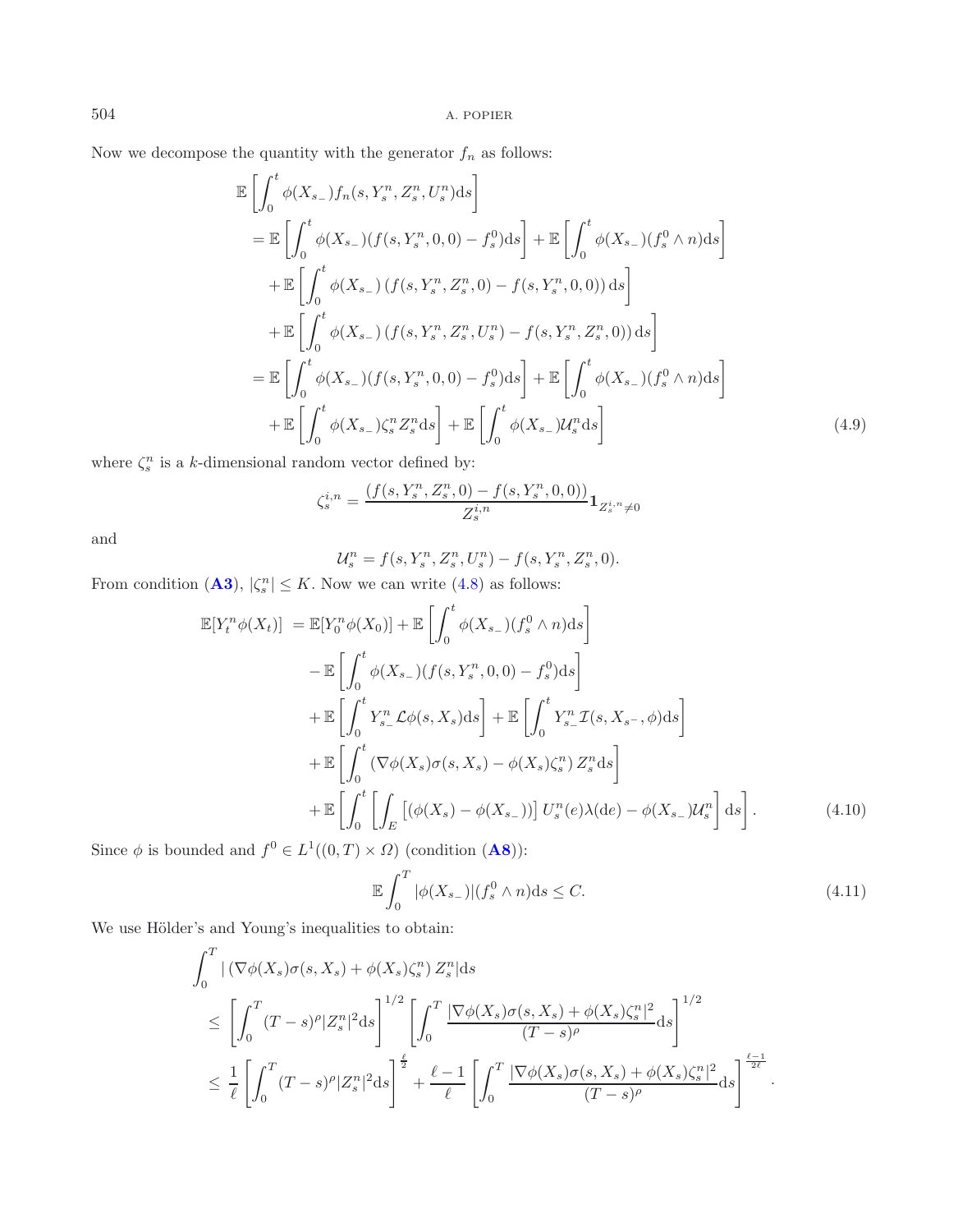Now we decompose the quantity with the generator $f_n$ as follows:

$$
\begin{aligned}
&\mathbb{E}\left[\int_0^t \phi(X_{s_-}) f_n(s, Y_s^n, Z_s^n, U_s^n)\mathrm{d}s\right] \\
&= \mathbb{E}\left[\int_0^t \phi(X_{s_-})(f(s, Y_s^n, 0, 0) - f_s^0)\mathrm{d}s\right] + \mathbb{E}\left[\int_0^t \phi(X_{s_-})(f_s^0 \wedge n)\mathrm{d}s\right] \\
&\quad + \mathbb{E}\left[\int_0^t \phi(X_{s_-})\left(f(s, Y_s^n, Z_s^n, 0) - f(s, Y_s^n, 0, 0)\right)\mathrm{d}s\right] \\
&\quad + \mathbb{E}\left[\int_0^t \phi(X_{s_-})\left(f(s, Y_s^n, Z_s^n, U_s^n) - f(s, Y_s^n, Z_s^n, 0)\right)\mathrm{d}s\right] \\
&= \mathbb{E}\left[\int_0^t \phi(X_{s_-})(f(s, Y_s^n, 0, 0) - f_s^0)\mathrm{d}s\right] + \mathbb{E}\left[\int_0^t \phi(X_{s_-})(f_s^0 \wedge n)\mathrm{d}s\right] \\
&\quad + \mathbb{E}\left[\int_0^t \phi(X_{s_-})\zeta_s^n Z_s^n \mathrm{d}s\right] + \mathbb{E}\left[\int_0^t \phi(X_{s_-})\mathcal{U}_s^n \mathrm{d}s\right]
\end{aligned}
\tag{4.9}
$$

where $\zeta_s^n$ is a $k$-dimensional random vector defined by:

$$
\zeta_s^{i,n} = \frac{(f(s, Y_s^n, Z_s^n, 0) - f(s, Y_s^n, 0, 0))}{Z_s^{i,n}} \mathbf{1}_{Z_s^{i,n} \neq 0}
$$

and

$$
\mathcal{U}_s^n = f(s, Y_s^n, Z_s^n, U_s^n) - f(s, Y_s^n, Z_s^n, 0).
$$

From condition (**A3**), $|\zeta_s^n| \leq K$. Now we can write (4.8) as follows:

$$
\begin{aligned}
\mathbb{E}[Y_t^n \phi(X_t)] &= \mathbb{E}[Y_0^n \phi(X_0)] + \mathbb{E}\left[\int_0^t \phi(X_{s_-})(f_s^0 \wedge n)\mathrm{d}s\right] \\
&\quad - \mathbb{E}\left[\int_0^t \phi(X_{s_-})(f(s, Y_s^n, 0, 0) - f_s^0)\mathrm{d}s\right] \\
&\quad + \mathbb{E}\left[\int_0^t Y_{s_-}^n \mathcal{L}\phi(s, X_s)\mathrm{d}s\right] + \mathbb{E}\left[\int_0^t Y_{s_-}^n \mathcal{I}(s, X_{s^-}, \phi)\mathrm{d}s\right] \\
&\quad + \mathbb{E}\left[\int_0^t \left(\nabla\phi(X_s)\sigma(s, X_s) - \phi(X_s)\zeta_s^n\right) Z_s^n \mathrm{d}s\right] \\
&\quad + \mathbb{E}\left[\int_0^t \left[\int_E \left[(\phi(X_s) - \phi(X_{s_-}))\right] U_s^n(e)\lambda(\mathrm{d}e) - \phi(X_{s_-})\mathcal{U}_s^n\right]\mathrm{d}s\right].
\end{aligned}
\tag{4.10}
$$

Since $\phi$ is bounded and $f^0 \in L^1((0,T) \times \Omega)$ (condition (**A8**)):

$$
\mathbb{E}\int_0^T |\phi(X_{s_-})|(f_s^0 \wedge n)\mathrm{d}s \leq C.
\tag{4.11}
$$

We use Hölder's and Young's inequalities to obtain:

$$
\begin{aligned}
&\int_0^T |\left(\nabla\phi(X_s)\sigma(s, X_s) + \phi(X_s)\zeta_s^n\right) Z_s^n|\mathrm{d}s \\
&\leq \left[\int_0^T (T-s)^\rho |Z_s^n|^2 \mathrm{d}s\right]^{1/2} \left[\int_0^T \frac{|\nabla\phi(X_s)\sigma(s, X_s) + \phi(X_s)\zeta_s^n|^2}{(T-s)^\rho}\mathrm{d}s\right]^{1/2} \\
&\leq \frac{1}{\ell}\left[\int_0^T (T-s)^\rho |Z_s^n|^2 \mathrm{d}s\right]^{\frac{\ell}{2}} + \frac{\ell-1}{\ell}\left[\int_0^T \frac{|\nabla\phi(X_s)\sigma(s, X_s) + \phi(X_s)\zeta_s^n|^2}{(T-s)^\rho}\mathrm{d}s\right]^{\frac{\ell-1}{2\ell}}.
\end{aligned}
$$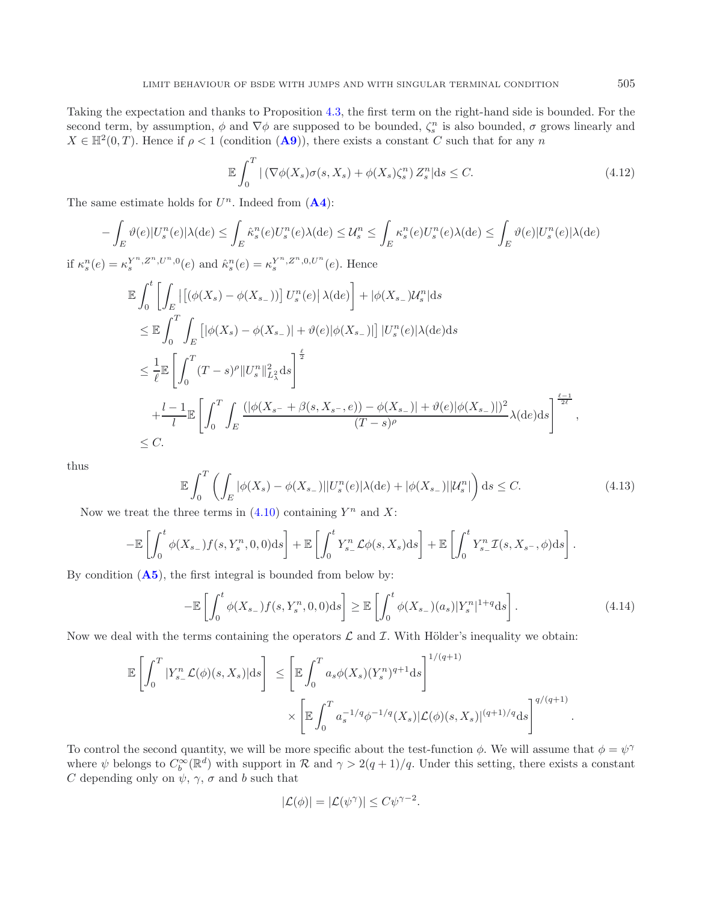Taking the expectation and thanks to Proposition 4.3, the first term on the right-hand side is bounded. For the second term, by assumption, $\phi$ and $\nabla\phi$ are supposed to be bounded, $\zeta^n_s$ is also bounded, $\sigma$ grows linearly and $X \in \mathbb{H}^2(0,T)$. Hence if $\rho < 1$ (condition (**A9**)), there exists a constant $C$ such that for any $n$

$$\mathbb{E}\int_0^T |\left(\nabla\phi(X_s)\sigma(s,X_s) + \phi(X_s)\zeta^n_s\right) Z^n_s|\mathrm{d}s \leq C. \tag{4.12}$$

The same estimate holds for $U^n$. Indeed from (**A4**):

$$-\int_E \vartheta(e)|U^n_s(e)|\lambda(\mathrm{d}e) \leq \int_E \hat{\kappa}^n_s(e)U^n_s(e)\lambda(\mathrm{d}e) \leq \mathcal{U}^n_s \leq \int_E \kappa^n_s(e)U^n_s(e)\lambda(\mathrm{d}e) \leq \int_E \vartheta(e)|U^n_s(e)|\lambda(\mathrm{d}e)$$

if $\kappa^n_s(e) = \kappa^{Y^n,Z^n,U^n,0}_s(e)$ and $\hat{\kappa}^n_s(e) = \kappa^{Y^n,Z^n,0,U^n}_s(e)$. Hence

$$\begin{aligned}
&\mathbb{E}\int_0^t \left[\int_E \left|\left[(\phi(X_s) - \phi(X_{s_-}))\right] U^n_s(e)\right| \lambda(\mathrm{d}e)\right] + |\phi(X_{s_-})\mathcal{U}^n_s|\mathrm{d}s \\
&\leq \mathbb{E}\int_0^T \int_E \left[|\phi(X_s) - \phi(X_{s_-})| + \vartheta(e)|\phi(X_{s_-})|\right] |U^n_s(e)|\lambda(\mathrm{d}e)\mathrm{d}s \\
&\leq \frac{1}{\ell}\mathbb{E}\left[\int_0^T (T-s)^\rho \|U^n_s\|^2_{L^2_\lambda}\mathrm{d}s\right]^{\frac{\ell}{2}} \\
&\quad + \frac{l-1}{l}\mathbb{E}\left[\int_0^T \int_E \frac{(|\phi(X_{s^-} + \beta(s,X_{s^-},e)) - \phi(X_{s_-})| + \vartheta(e)|\phi(X_{s_-})|)^2}{(T-s)^\rho}\lambda(\mathrm{d}e)\mathrm{d}s\right]^{\frac{\ell-1}{2\ell}}, \\
&\leq C.
\end{aligned}$$

thus

$$\mathbb{E}\int_0^T \left(\int_E |\phi(X_s) - \phi(X_{s_-})||U^n_s(e)|\lambda(\mathrm{d}e) + |\phi(X_{s_-})||\mathcal{U}^n_s|\right)\mathrm{d}s \leq C. \tag{4.13}$$

Now we treat the three terms in (4.10) containing $Y^n$ and $X$:

$$-\mathbb{E}\left[\int_0^t \phi(X_{s_-})f(s,Y^n_s,0,0)\mathrm{d}s\right] + \mathbb{E}\left[\int_0^t Y^n_{s_-}\mathcal{L}\phi(s,X_s)\mathrm{d}s\right] + \mathbb{E}\left[\int_0^t Y^n_{s_-}\mathcal{I}(s,X_{s^-},\phi)\mathrm{d}s\right].$$

By condition (**A5**), the first integral is bounded from below by:

$$-\mathbb{E}\left[\int_0^t \phi(X_{s_-})f(s,Y^n_s,0,0)\mathrm{d}s\right] \geq \mathbb{E}\left[\int_0^t \phi(X_{s_-})(a_s)|Y^n_s|^{1+q}\mathrm{d}s\right]. \tag{4.14}$$

Now we deal with the terms containing the operators $\mathcal{L}$ and $\mathcal{I}$. With Hölder's inequality we obtain:

$$\begin{aligned}
\mathbb{E}\left[\int_0^T |Y^n_{s_-}\mathcal{L}(\phi)(s,X_s)|\mathrm{d}s\right] &\leq \left[\mathbb{E}\int_0^T a_s\phi(X_s)(Y^n_s)^{q+1}\mathrm{d}s\right]^{1/(q+1)} \\
&\quad \times \left[\mathbb{E}\int_0^T a_s^{-1/q}\phi^{-1/q}(X_s)|\mathcal{L}(\phi)(s,X_s)|^{(q+1)/q}\mathrm{d}s\right]^{q/(q+1)}.
\end{aligned}$$

To control the second quantity, we will be more specific about the test-function $\phi$. We will assume that $\phi = \psi^\gamma$ where $\psi$ belongs to $C^\infty_b(\mathbb{R}^d)$ with support in $\mathcal{R}$ and $\gamma > 2(q+1)/q$. Under this setting, there exists a constant $C$ depending only on $\psi$, $\gamma$, $\sigma$ and $b$ such that

$$|\mathcal{L}(\phi)| = |\mathcal{L}(\psi^\gamma)| \leq C\psi^{\gamma-2}.$$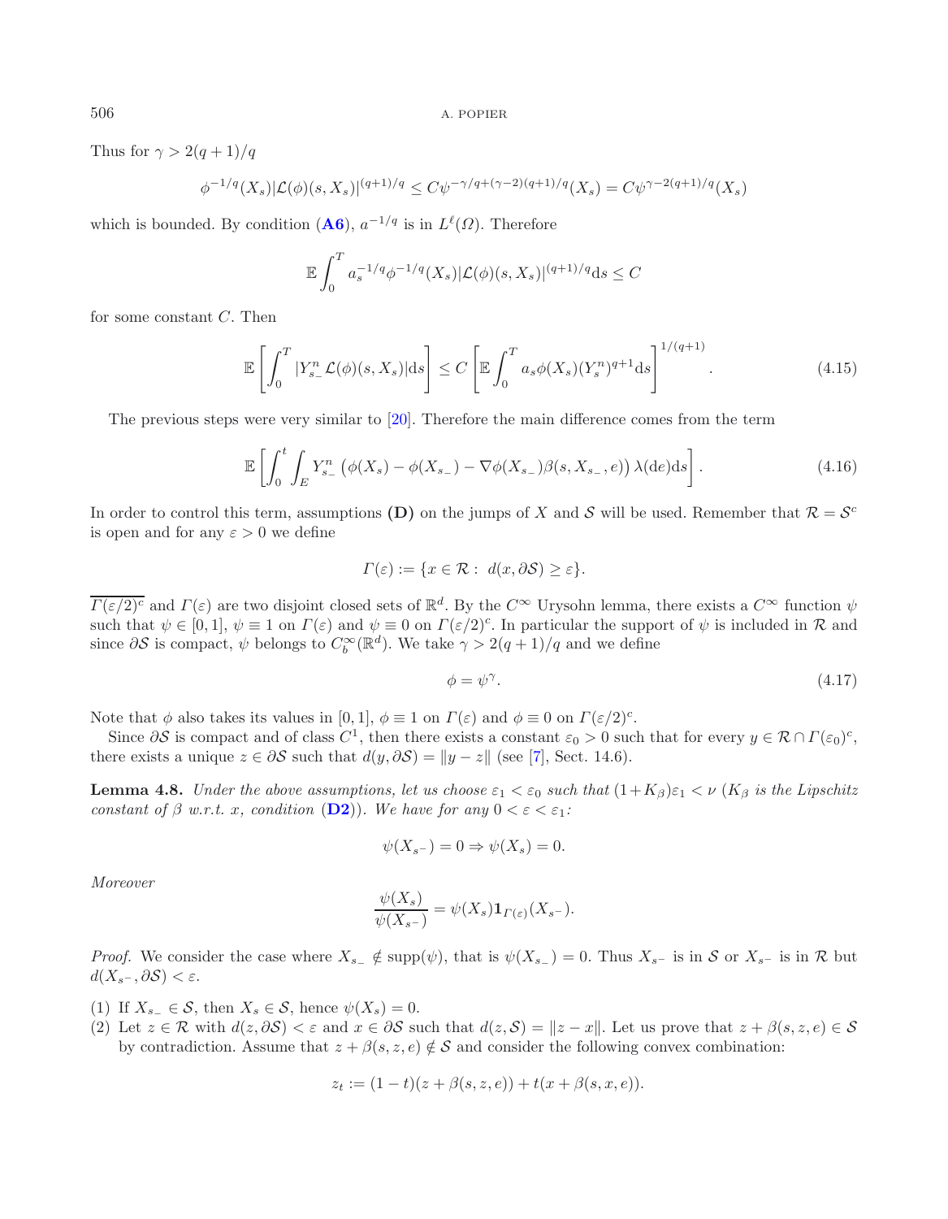Thus for $\gamma > 2(q+1)/q$

$$\phi^{-1/q}(X_s)|\mathcal{L}(\phi)(s,X_s)|^{(q+1)/q} \leq C\psi^{-\gamma/q+(\gamma-2)(q+1)/q}(X_s) = C\psi^{\gamma-2(q+1)/q}(X_s)$$

which is bounded. By condition (**A6**), $a^{-1/q}$ is in $L^\ell(\Omega)$. Therefore

$$\mathbb{E}\int_0^T a_s^{-1/q}\phi^{-1/q}(X_s)|\mathcal{L}(\phi)(s,X_s)|^{(q+1)/q}\mathrm{d}s \leq C$$

for some constant $C$. Then

$$\mathbb{E}\left[\int_0^T |Y^n_{s_-}\mathcal{L}(\phi)(s,X_s)|\mathrm{d}s\right] \leq C\left[\mathbb{E}\int_0^T a_s\phi(X_s)(Y^n_s)^{q+1}\mathrm{d}s\right]^{1/(q+1)}. \tag{4.15}$$

The previous steps were very similar to [20]. Therefore the main difference comes from the term

$$\mathbb{E}\left[\int_0^t \int_E Y^n_{s_-}\left(\phi(X_s) - \phi(X_{s_-}) - \nabla\phi(X_{s_-})\beta(s,X_{s_-},e)\right)\lambda(\mathrm{d}e)\mathrm{d}s\right]. \tag{4.16}$$

In order to control this term, assumptions **(D)** on the jumps of $X$ and $\mathcal{S}$ will be used. Remember that $\mathcal{R} = \mathcal{S}^c$ is open and for any $\varepsilon > 0$ we define

$$\Gamma(\varepsilon) := \{x \in \mathcal{R} :\ d(x, \partial\mathcal{S}) \geq \varepsilon\}.$$

$\overline{\Gamma(\varepsilon/2)^c}$ and $\Gamma(\varepsilon)$ are two disjoint closed sets of $\mathbb{R}^d$. By the $C^\infty$ Urysohn lemma, there exists a $C^\infty$ function $\psi$ such that $\psi \in [0,1]$, $\psi \equiv 1$ on $\Gamma(\varepsilon)$ and $\psi \equiv 0$ on $\Gamma(\varepsilon/2)^c$. In particular the support of $\psi$ is included in $\mathcal{R}$ and since $\partial\mathcal{S}$ is compact, $\psi$ belongs to $C_b^\infty(\mathbb{R}^d)$. We take $\gamma > 2(q+1)/q$ and we define

$$\phi = \psi^\gamma. \tag{4.17}$$

Note that $\phi$ also takes its values in $[0,1]$, $\phi \equiv 1$ on $\Gamma(\varepsilon)$ and $\phi \equiv 0$ on $\Gamma(\varepsilon/2)^c$.

Since $\partial\mathcal{S}$ is compact and of class $C^1$, then there exists a constant $\varepsilon_0 > 0$ such that for every $y \in \mathcal{R} \cap \Gamma(\varepsilon_0)^c$, there exists a unique $z \in \partial\mathcal{S}$ such that $d(y, \partial\mathcal{S}) = \|y - z\|$ (see [7], Sect. 14.6).

**Lemma 4.8.** *Under the above assumptions, let us choose $\varepsilon_1 < \varepsilon_0$ such that $(1+K_\beta)\varepsilon_1 < \nu$ ($K_\beta$ is the Lipschitz constant of $\beta$ w.r.t. $x$, condition (**D2**)). We have for any $0 < \varepsilon < \varepsilon_1$:*

$$\psi(X_{s^-}) = 0 \Rightarrow \psi(X_s) = 0.$$

*Moreover*

$$\frac{\psi(X_s)}{\psi(X_{s^-})} = \psi(X_s)\mathbf{1}_{\Gamma(\varepsilon)}(X_{s^-}).$$

*Proof.* We consider the case where $X_{s_-} \notin \operatorname{supp}(\psi)$, that is $\psi(X_{s_-}) = 0$. Thus $X_{s^-}$ is in $\mathcal{S}$ or $X_{s^-}$ is in $\mathcal{R}$ but $d(X_{s^-}, \partial\mathcal{S}) < \varepsilon$.

(1) If $X_{s_-} \in \mathcal{S}$, then $X_s \in \mathcal{S}$, hence $\psi(X_s) = 0$.

(2) Let $z \in \mathcal{R}$ with $d(z, \partial\mathcal{S}) < \varepsilon$ and $x \in \partial\mathcal{S}$ such that $d(z, \mathcal{S}) = \|z - x\|$. Let us prove that $z + \beta(s,z,e) \in \mathcal{S}$ by contradiction. Assume that $z + \beta(s,z,e) \notin \mathcal{S}$ and consider the following convex combination:

$$z_t := (1-t)(z + \beta(s,z,e)) + t(x + \beta(s,x,e)).$$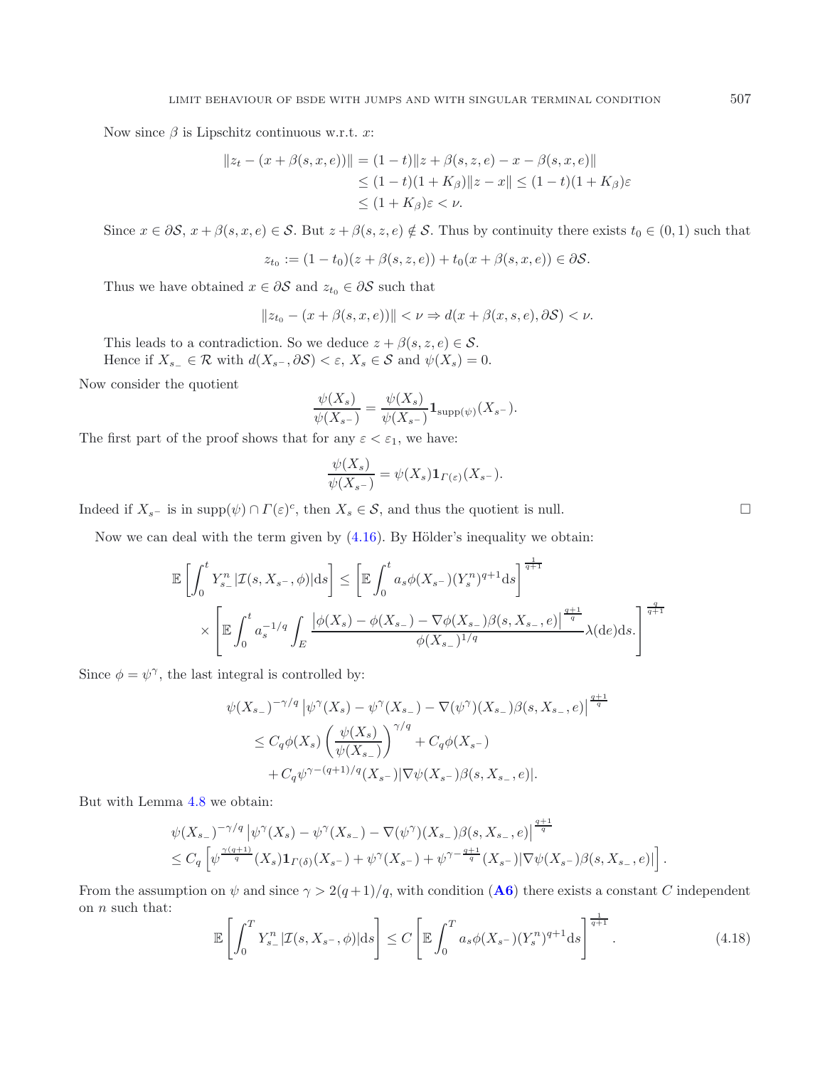Now since $\beta$ is Lipschitz continuous w.r.t. $x$:

$$
\begin{aligned}
\|z_t - (x + \beta(s, x, e))\| &= (1-t)\|z + \beta(s, z, e) - x - \beta(s, x, e)\| \\
&\leq (1-t)(1+K_\beta)\|z - x\| \leq (1-t)(1+K_\beta)\varepsilon \\
&\leq (1+K_\beta)\varepsilon < \nu.
\end{aligned}
$$

Since $x \in \partial\mathcal{S}$, $x + \beta(s, x, e) \in \mathcal{S}$. But $z + \beta(s, z, e) \notin \mathcal{S}$. Thus by continuity there exists $t_0 \in (0, 1)$ such that

$$
z_{t_0} := (1 - t_0)(z + \beta(s, z, e)) + t_0(x + \beta(s, x, e)) \in \partial\mathcal{S}.
$$

Thus we have obtained $x \in \partial\mathcal{S}$ and $z_{t_0} \in \partial\mathcal{S}$ such that

$$
\|z_{t_0} - (x + \beta(s, x, e))\| < \nu \Rightarrow d(x + \beta(x, s, e), \partial\mathcal{S}) < \nu.
$$

This leads to a contradiction. So we deduce $z + \beta(s, z, e) \in \mathcal{S}$.

Hence if $X_{s_-} \in \mathcal{R}$ with $d(X_{s^-}, \partial\mathcal{S}) < \varepsilon$, $X_s \in \mathcal{S}$ and $\psi(X_s) = 0$.

Now consider the quotient

$$
\frac{\psi(X_s)}{\psi(X_{s^-})} = \frac{\psi(X_s)}{\psi(X_{s^-})}\mathbf{1}_{\text{supp}(\psi)}(X_{s^-}).
$$

The first part of the proof shows that for any $\varepsilon < \varepsilon_1$, we have:

$$
\frac{\psi(X_s)}{\psi(X_{s^-})} = \psi(X_s)\mathbf{1}_{\Gamma(\varepsilon)}(X_{s^-}).
$$

Indeed if $X_{s^-}$ is in $\text{supp}(\psi) \cap \Gamma(\varepsilon)^c$, then $X_s \in \mathcal{S}$, and thus the quotient is null. $\square$

Now we can deal with the term given by (4.16). By Hölder's inequality we obtain:

$$
\begin{aligned}
\mathbb{E}\left[\int_0^t Y_{s_-}^n |\mathcal{I}(s, X_{s^-}, \phi)| \mathrm{d}s\right] &\leq \left[\mathbb{E}\int_0^t a_s \phi(X_{s^-})(Y_s^n)^{q+1}\mathrm{d}s\right]^{\frac{1}{q+1}} \\
&\times \left[\mathbb{E}\int_0^t a_s^{-1/q}\int_E \frac{\left|\phi(X_s) - \phi(X_{s_-}) - \nabla\phi(X_{s_-})\beta(s, X_{s_-}, e)\right|^{\frac{q+1}{q}}}{\phi(X_{s_-})^{1/q}}\lambda(\mathrm{d}e)\mathrm{d}s.\right]^{\frac{q}{q+1}}
\end{aligned}
$$

Since $\phi = \psi^\gamma$, the last integral is controlled by:

$$
\begin{aligned}
&\psi(X_{s_-})^{-\gamma/q}\left|\psi^\gamma(X_s) - \psi^\gamma(X_{s_-}) - \nabla(\psi^\gamma)(X_{s_-})\beta(s, X_{s_-}, e)\right|^{\frac{q+1}{q}} \\
&\leq C_q \phi(X_s)\left(\frac{\psi(X_s)}{\psi(X_{s_-})}\right)^{\gamma/q} + C_q\phi(X_{s^-}) \\
&\quad + C_q\psi^{\gamma - (q+1)/q}(X_{s^-})|\nabla\psi(X_{s^-})\beta(s, X_{s_-}, e)|.
\end{aligned}
$$

But with Lemma 4.8 we obtain:

$$
\begin{aligned}
&\psi(X_{s_-})^{-\gamma/q}\left|\psi^\gamma(X_s) - \psi^\gamma(X_{s_-}) - \nabla(\psi^\gamma)(X_{s_-})\beta(s, X_{s_-}, e)\right|^{\frac{q+1}{q}} \\
&\leq C_q\left[\psi^{\frac{\gamma(q+1)}{q}}(X_s)\mathbf{1}_{\Gamma(\delta)}(X_{s^-}) + \psi^\gamma(X_{s^-}) + \psi^{\gamma - \frac{q+1}{q}}(X_{s^-})|\nabla\psi(X_{s^-})\beta(s, X_{s_-}, e)|\right].
\end{aligned}
$$

From the assumption on $\psi$ and since $\gamma > 2(q+1)/q$, with condition (**A6**) there exists a constant $C$ independent on $n$ such that:

$$
\mathbb{E}\left[\int_0^T Y_{s_-}^n |\mathcal{I}(s, X_{s^-}, \phi)|\mathrm{d}s\right] \leq C\left[\mathbb{E}\int_0^T a_s\phi(X_{s^-})(Y_s^n)^{q+1}\mathrm{d}s\right]^{\frac{1}{q+1}}. \tag{4.18}
$$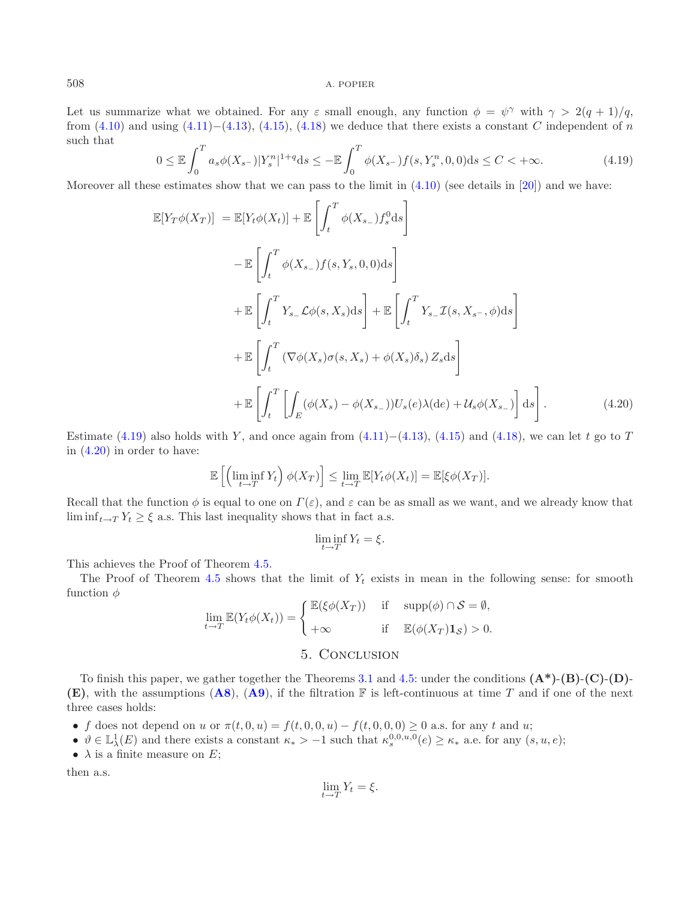Let us summarize what we obtained. For any $\varepsilon$ small enough, any function $\phi = \psi^\gamma$ with $\gamma > 2(q+1)/q$, from (4.10) and using (4.11)−(4.13), (4.15), (4.18) we deduce that there exists a constant $C$ independent of $n$ such that

$$0 \le \mathbb{E}\int_0^T a_s \phi(X_{s^-})|Y_s^n|^{1+q}\mathrm{d}s \le -\mathbb{E}\int_0^T \phi(X_{s^-}) f(s, Y_s^n, 0, 0)\mathrm{d}s \le C < +\infty. \tag{4.19}$$

Moreover all these estimates show that we can pass to the limit in (4.10) (see details in [20]) and we have:

$$\begin{aligned}
\mathbb{E}[Y_T\phi(X_T)] &= \mathbb{E}[Y_t\phi(X_t)] + \mathbb{E}\left[\int_t^T \phi(X_{s_-}) f_s^0 \mathrm{d}s\right] \\
&\quad - \mathbb{E}\left[\int_t^T \phi(X_{s_-}) f(s, Y_s, 0, 0)\mathrm{d}s\right] \\
&\quad + \mathbb{E}\left[\int_t^T Y_{s_-}\mathcal{L}\phi(s, X_s)\mathrm{d}s\right] + \mathbb{E}\left[\int_t^T Y_{s_-}\mathcal{I}(s, X_{s^-}, \phi)\mathrm{d}s\right] \\
&\quad + \mathbb{E}\left[\int_t^T \left(\nabla\phi(X_s)\sigma(s, X_s) + \phi(X_s)\delta_s\right) Z_s \mathrm{d}s\right] \\
&\quad + \mathbb{E}\left[\int_t^T \left[\int_E (\phi(X_s) - \phi(X_{s_-}))U_s(e)\lambda(\mathrm{d}e) + \mathcal{U}_s\phi(X_{s_-})\right]\mathrm{d}s\right].
\end{aligned} \tag{4.20}$$

Estimate (4.19) also holds with $Y$, and once again from (4.11)−(4.13), (4.15) and (4.18), we can let $t$ go to $T$ in (4.20) in order to have:

$$\mathbb{E}\left[\left(\liminf_{t\to T} Y_t\right)\phi(X_T)\right] \le \lim_{t\to T}\mathbb{E}[Y_t\phi(X_t)] = \mathbb{E}[\xi\phi(X_T)].$$

Recall that the function $\phi$ is equal to one on $\Gamma(\varepsilon)$, and $\varepsilon$ can be as small as we want, and we already know that $\liminf_{t\to T} Y_t \ge \xi$ a.s. This last inequality shows that in fact a.s.

$$\liminf_{t\to T} Y_t = \xi.$$

This achieves the Proof of Theorem 4.5.

The Proof of Theorem 4.5 shows that the limit of $Y_t$ exists in mean in the following sense: for smooth function $\phi$

$$\lim_{t\to T}\mathbb{E}(Y_t\phi(X_t)) = \begin{cases} \mathbb{E}(\xi\phi(X_T)) & \text{if} \quad \mathrm{supp}(\phi)\cap\mathcal{S} = \emptyset, \\ +\infty & \text{if} \quad \mathbb{E}(\phi(X_T)\mathbf{1}_{\mathcal{S}}) > 0. \end{cases}$$

## 5. Conclusion

To finish this paper, we gather together the Theorems 3.1 and 4.5: under the conditions **(A\*)-(B)-(C)-(D)-(E)**, with the assumptions (**A8**), (**A9**), if the filtration $\mathbb{F}$ is left-continuous at time $T$ and if one of the next three cases holds:

- $f$ does not depend on $u$ or $\pi(t,0,u) = f(t,0,0,u) - f(t,0,0,0) \ge 0$ a.s. for any $t$ and $u$;
- $\vartheta \in \mathbb{L}^1_\lambda(E)$ and there exists a constant $\kappa_* > -1$ such that $\kappa_s^{0,0,u,0}(e) \ge \kappa_*$ a.e. for any $(s,u,e)$;
- $\lambda$ is a finite measure on $E$;

then a.s.

$$\lim_{t\to T} Y_t = \xi.$$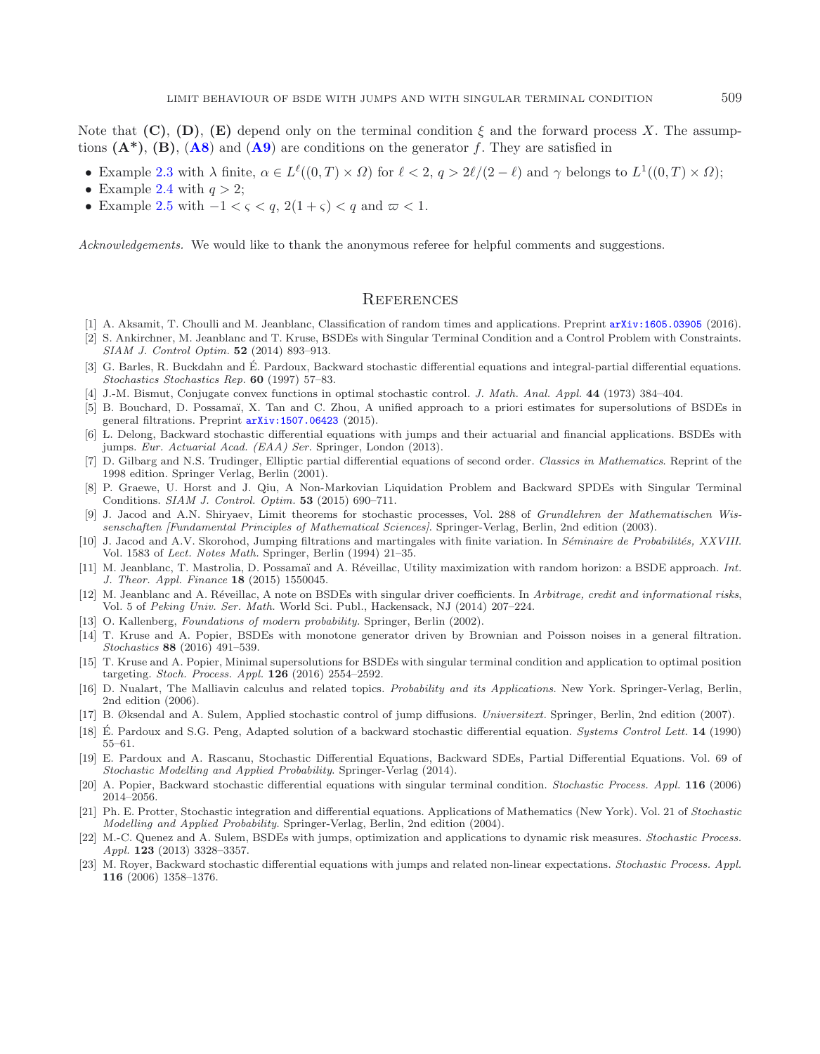Note that **(C)**, **(D)**, **(E)** depend only on the terminal condition $\xi$ and the forward process $X$. The assumptions **(A\*)**, **(B)**, (**A8**) and (**A9**) are conditions on the generator $f$. They are satisfied in

- Example 2.3 with $\lambda$ finite, $\alpha \in L^\ell((0,T) \times \Omega)$ for $\ell < 2$, $q > 2\ell/(2-\ell)$ and $\gamma$ belongs to $L^1((0,T) \times \Omega)$;
- Example 2.4 with $q > 2$;
- Example 2.5 with $-1 < \varsigma < q$, $2(1+\varsigma) < q$ and $\varpi < 1$.

*Acknowledgements.* We would like to thank the anonymous referee for helpful comments and suggestions.

## References

[1] A. Aksamit, T. Choulli and M. Jeanblanc, Classification of random times and applications. Preprint arXiv:1605.03905 (2016).

[2] S. Ankirchner, M. Jeanblanc and T. Kruse, BSDEs with Singular Terminal Condition and a Control Problem with Constraints. *SIAM J. Control Optim.* **52** (2014) 893–913.

[3] G. Barles, R. Buckdahn and É. Pardoux, Backward stochastic differential equations and integral-partial differential equations. *Stochastics Stochastics Rep.* **60** (1997) 57–83.

[4] J.-M. Bismut, Conjugate convex functions in optimal stochastic control. *J. Math. Anal. Appl.* **44** (1973) 384–404.

[5] B. Bouchard, D. Possamaï, X. Tan and C. Zhou, A unified approach to a priori estimates for supersolutions of BSDEs in general filtrations. Preprint arXiv:1507.06423 (2015).

[6] Ł. Delong, Backward stochastic differential equations with jumps and their actuarial and financial applications. BSDEs with jumps. *Eur. Actuarial Acad. (EAA) Ser.* Springer, London (2013).

[7] D. Gilbarg and N.S. Trudinger, Elliptic partial differential equations of second order. *Classics in Mathematics*. Reprint of the 1998 edition. Springer Verlag, Berlin (2001).

[8] P. Graewe, U. Horst and J. Qiu, A Non-Markovian Liquidation Problem and Backward SPDEs with Singular Terminal Conditions. *SIAM J. Control. Optim.* **53** (2015) 690–711.

[9] J. Jacod and A.N. Shiryaev, Limit theorems for stochastic processes, Vol. 288 of *Grundlehren der Mathematischen Wissenschaften [Fundamental Principles of Mathematical Sciences]*. Springer-Verlag, Berlin, 2nd edition (2003).

[10] J. Jacod and A.V. Skorohod, Jumping filtrations and martingales with finite variation. In *Séminaire de Probabilités, XXVIII*. Vol. 1583 of *Lect. Notes Math.* Springer, Berlin (1994) 21–35.

[11] M. Jeanblanc, T. Mastrolia, D. Possamaï and A. Réveillac, Utility maximization with random horizon: a BSDE approach. *Int. J. Theor. Appl. Finance* **18** (2015) 1550045.

[12] M. Jeanblanc and A. Réveillac, A note on BSDEs with singular driver coefficients. In *Arbitrage, credit and informational risks*, Vol. 5 of *Peking Univ. Ser. Math.* World Sci. Publ., Hackensack, NJ (2014) 207–224.

[13] O. Kallenberg, *Foundations of modern probability.* Springer, Berlin (2002).

[14] T. Kruse and A. Popier, BSDEs with monotone generator driven by Brownian and Poisson noises in a general filtration. *Stochastics* **88** (2016) 491–539.

[15] T. Kruse and A. Popier, Minimal supersolutions for BSDEs with singular terminal condition and application to optimal position targeting. *Stoch. Process. Appl.* **126** (2016) 2554–2592.

[16] D. Nualart, The Malliavin calculus and related topics. *Probability and its Applications*. New York. Springer-Verlag, Berlin, 2nd edition (2006).

[17] B. Øksendal and A. Sulem, Applied stochastic control of jump diffusions. *Universitext.* Springer, Berlin, 2nd edition (2007).

[18] É. Pardoux and S.G. Peng, Adapted solution of a backward stochastic differential equation. *Systems Control Lett.* **14** (1990) 55–61.

[19] E. Pardoux and A. Rascanu, Stochastic Differential Equations, Backward SDEs, Partial Differential Equations. Vol. 69 of *Stochastic Modelling and Applied Probability*. Springer-Verlag (2014).

[20] A. Popier, Backward stochastic differential equations with singular terminal condition. *Stochastic Process. Appl.* **116** (2006) 2014–2056.

[21] Ph. E. Protter, Stochastic integration and differential equations. Applications of Mathematics (New York). Vol. 21 of *Stochastic Modelling and Applied Probability*. Springer-Verlag, Berlin, 2nd edition (2004).

[22] M.-C. Quenez and A. Sulem, BSDEs with jumps, optimization and applications to dynamic risk measures. *Stochastic Process. Appl.* **123** (2013) 3328–3357.

[23] M. Royer, Backward stochastic differential equations with jumps and related non-linear expectations. *Stochastic Process. Appl.* **116** (2006) 1358–1376.